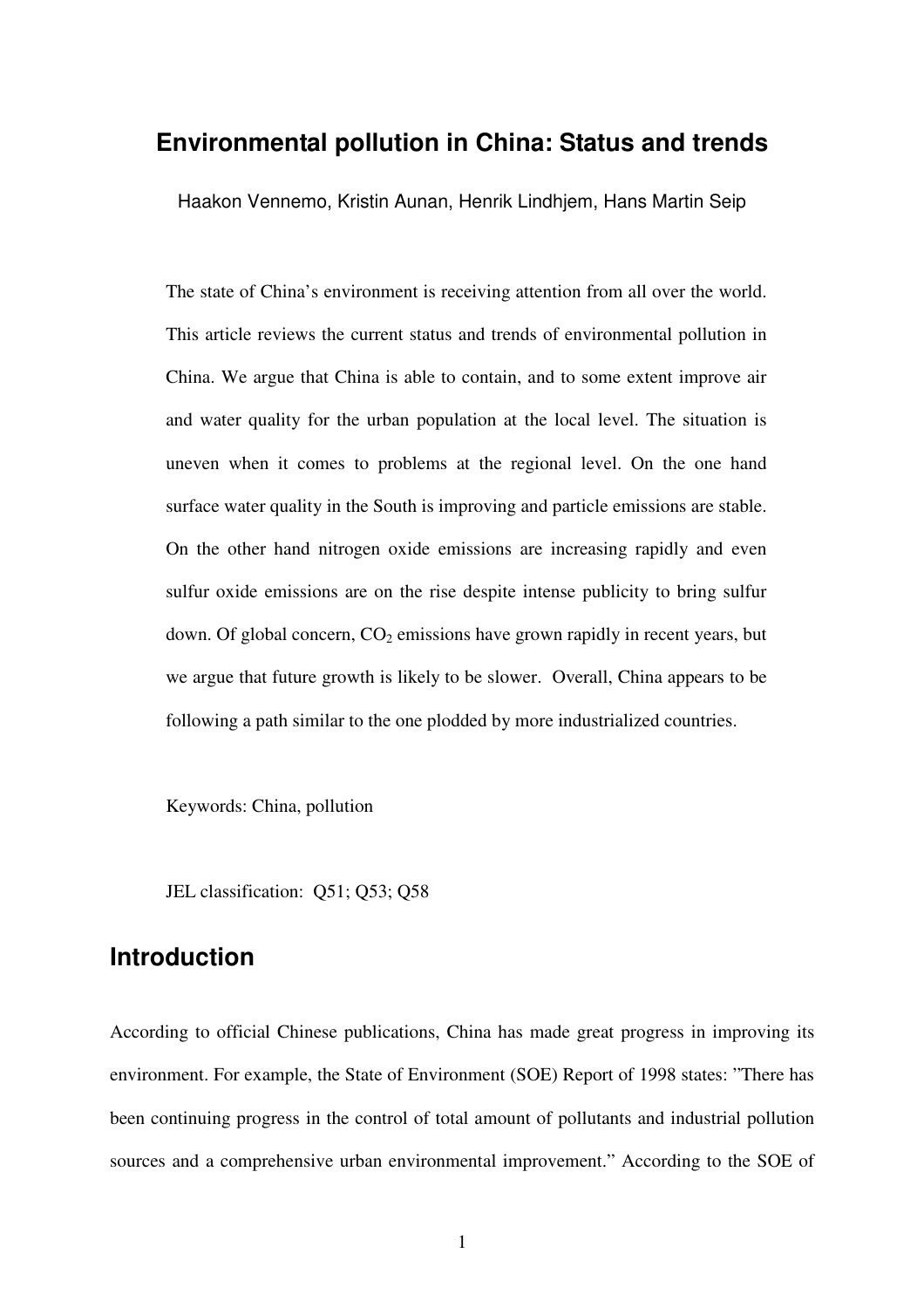# Environmental pollution in China: Status and trends

Haakon Vennemo, Kristin Aunan, Henrik Lindhjem, Hans Martin Seip

The state of China's environment is receiving attention from all over the world. This article reviews the current status and trends of environmental pollution in China. We argue that China is able to contain, and to some extent improve air and water quality for the urban population at the local level. The situation is uneven when it comes to problems at the regional level. On the one hand surface water quality in the South is improving and particle emissions are stable. On the other hand nitrogen oxide emissions are increasing rapidly and even sulfur oxide emissions are on the rise despite intense publicity to bring sulfur down. Of global concern, $CO_2$ emissions have grown rapidly in recent years, but we argue that future growth is likely to be slower. Overall, China appears to be following a path similar to the one plodded by more industrialized countries.

Keywords: China, pollution

JEL classification: Q51; Q53; Q58

## Introduction

According to official Chinese publications, China has made great progress in improving its environment. For example, the State of Environment (SOE) Report of 1998 states: "There has been continuing progress in the control of total amount of pollutants and industrial pollution sources and a comprehensive urban environmental improvement." According to the SOE of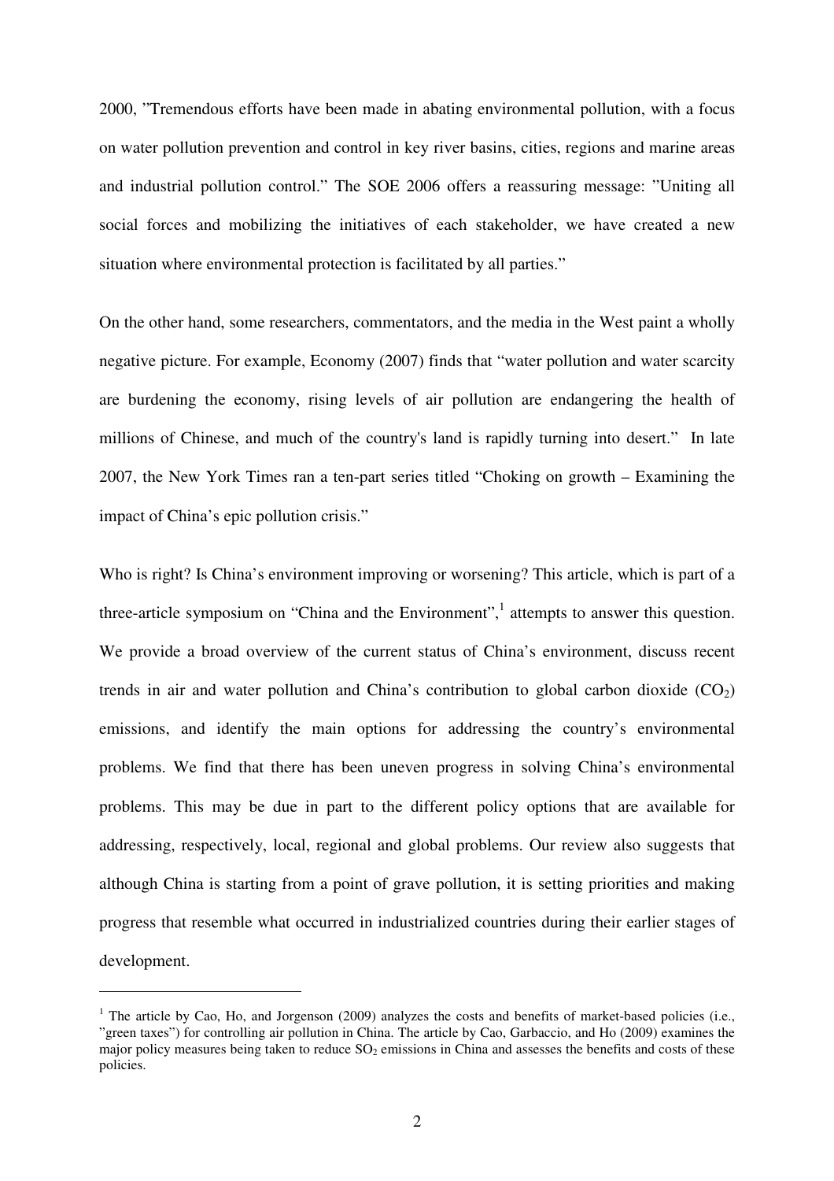2000, "Tremendous efforts have been made in abating environmental pollution, with a focus on water pollution prevention and control in key river basins, cities, regions and marine areas and industrial pollution control." The SOE 2006 offers a reassuring message: "Uniting all social forces and mobilizing the initiatives of each stakeholder, we have created a new situation where environmental protection is facilitated by all parties."

On the other hand, some researchers, commentators, and the media in the West paint a wholly negative picture. For example, Economy (2007) finds that "water pollution and water scarcity are burdening the economy, rising levels of air pollution are endangering the health of millions of Chinese, and much of the country's land is rapidly turning into desert." In late 2007, the New York Times ran a ten-part series titled "Choking on growth – Examining the impact of China's epic pollution crisis."

Who is right? Is China's environment improving or worsening? This article, which is part of a three-article symposium on "China and the Environment",[1] attempts to answer this question. We provide a broad overview of the current status of China's environment, discuss recent trends in air and water pollution and China's contribution to global carbon dioxide ($CO_2$) emissions, and identify the main options for addressing the country's environmental problems. We find that there has been uneven progress in solving China's environmental problems. This may be due in part to the different policy options that are available for addressing, respectively, local, regional and global problems. Our review also suggests that although China is starting from a point of grave pollution, it is setting priorities and making progress that resemble what occurred in industrialized countries during their earlier stages of development.

---

[1] The article by Cao, Ho, and Jorgenson (2009) analyzes the costs and benefits of market-based policies (i.e., "green taxes") for controlling air pollution in China. The article by Cao, Garbaccio, and Ho (2009) examines the major policy measures being taken to reduce $SO_2$ emissions in China and assesses the benefits and costs of these policies.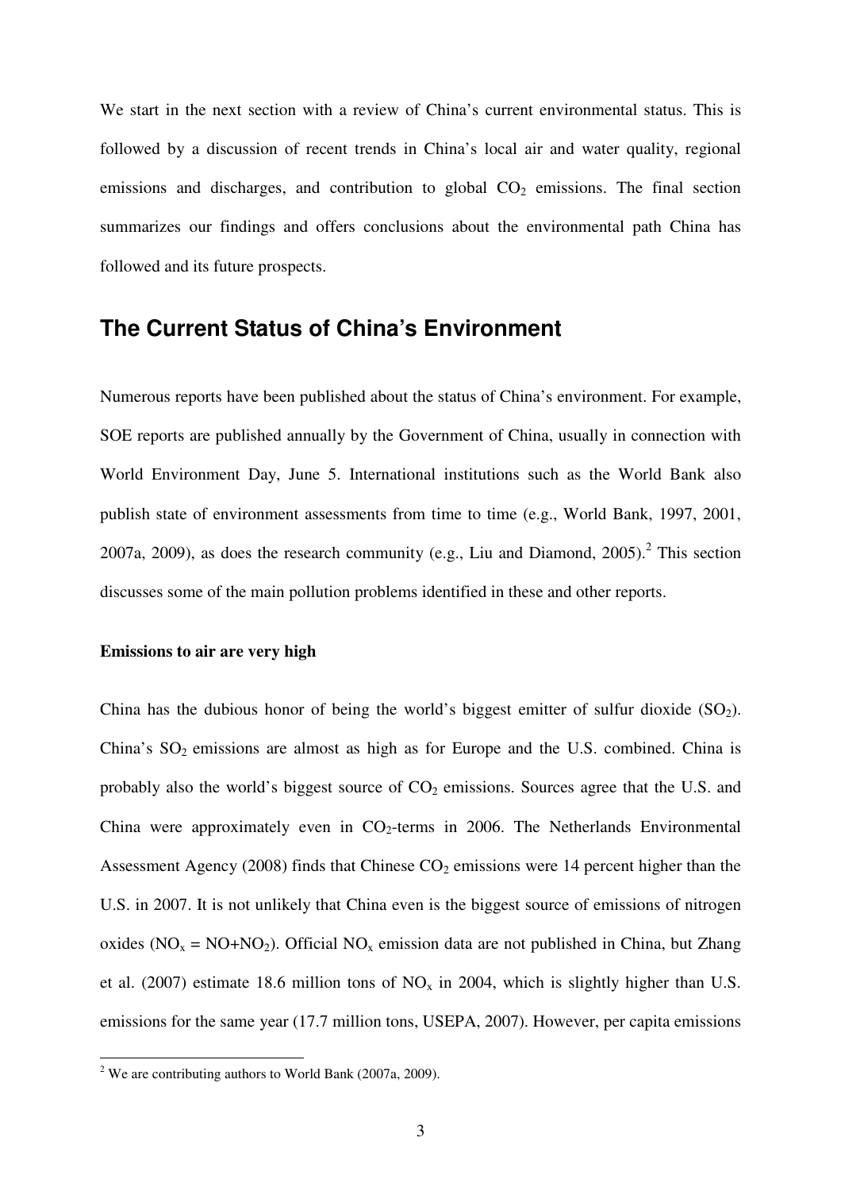We start in the next section with a review of China's current environmental status. This is followed by a discussion of recent trends in China's local air and water quality, regional emissions and discharges, and contribution to global $CO_2$ emissions. The final section summarizes our findings and offers conclusions about the environmental path China has followed and its future prospects.

## The Current Status of China's Environment

Numerous reports have been published about the status of China's environment. For example, SOE reports are published annually by the Government of China, usually in connection with World Environment Day, June 5. International institutions such as the World Bank also publish state of environment assessments from time to time (e.g., World Bank, 1997, 2001, 2007a, 2009), as does the research community (e.g., Liu and Diamond, 2005).[2] This section discusses some of the main pollution problems identified in these and other reports.

**Emissions to air are very high**

China has the dubious honor of being the world's biggest emitter of sulfur dioxide ($SO_2$). China's $SO_2$ emissions are almost as high as for Europe and the U.S. combined. China is probably also the world's biggest source of $CO_2$ emissions. Sources agree that the U.S. and China were approximately even in $CO_2$-terms in 2006. The Netherlands Environmental Assessment Agency (2008) finds that Chinese $CO_2$ emissions were 14 percent higher than the U.S. in 2007. It is not unlikely that China even is the biggest source of emissions of nitrogen oxides ($NO_x = NO + NO_2$). Official $NO_x$ emission data are not published in China, but Zhang et al. (2007) estimate 18.6 million tons of $NO_x$ in 2004, which is slightly higher than U.S. emissions for the same year (17.7 million tons, USEPA, 2007). However, per capita emissions

[2] We are contributing authors to World Bank (2007a, 2009).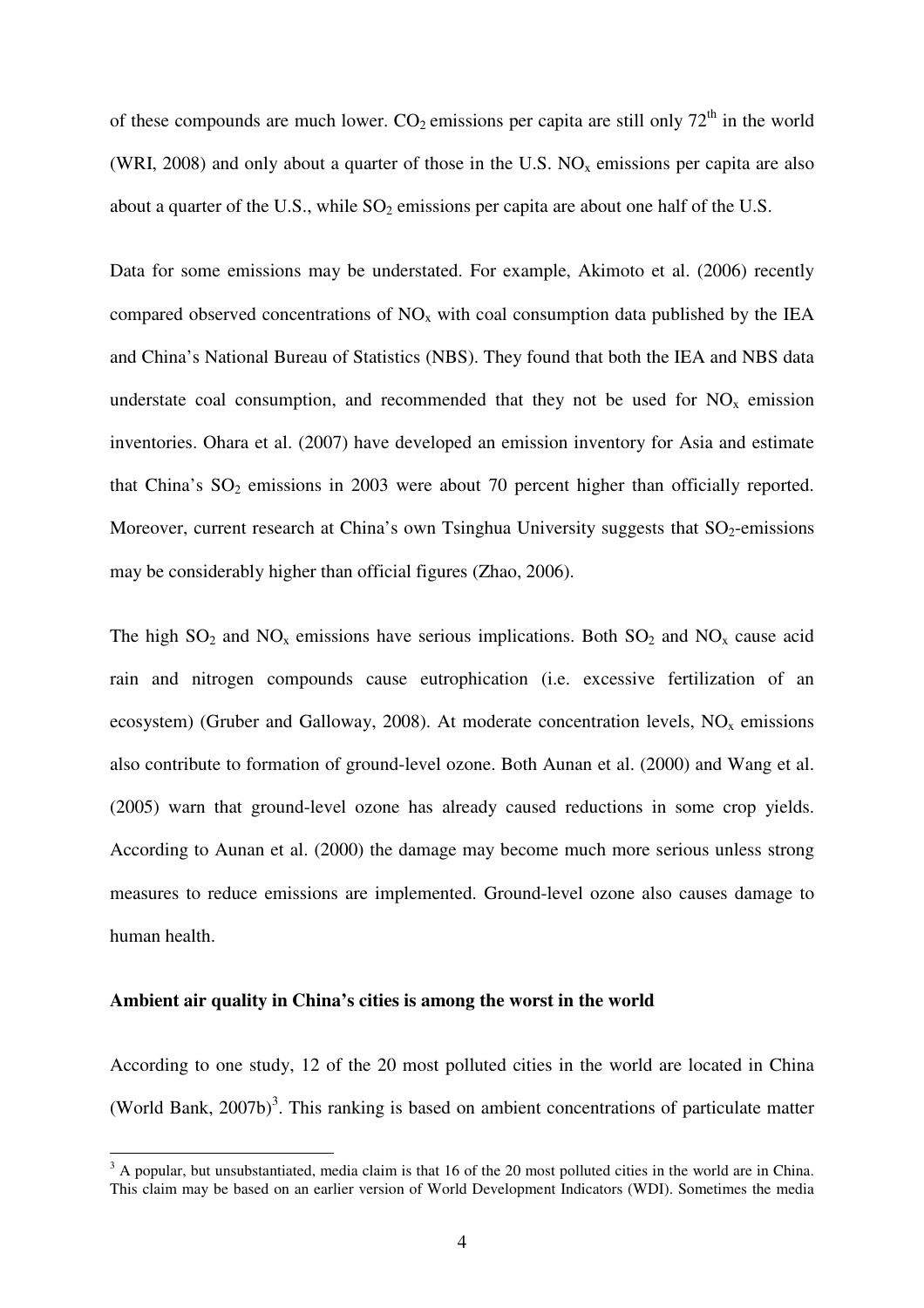of these compounds are much lower. $CO_2$ emissions per capita are still only $72^{th}$ in the world (WRI, 2008) and only about a quarter of those in the U.S. $NO_x$ emissions per capita are also about a quarter of the U.S., while $SO_2$ emissions per capita are about one half of the U.S.

Data for some emissions may be understated. For example, Akimoto et al. (2006) recently compared observed concentrations of $NO_x$ with coal consumption data published by the IEA and China's National Bureau of Statistics (NBS). They found that both the IEA and NBS data understate coal consumption, and recommended that they not be used for $NO_x$ emission inventories. Ohara et al. (2007) have developed an emission inventory for Asia and estimate that China's $SO_2$ emissions in 2003 were about 70 percent higher than officially reported. Moreover, current research at China's own Tsinghua University suggests that $SO_2$-emissions may be considerably higher than official figures (Zhao, 2006).

The high $SO_2$ and $NO_x$ emissions have serious implications. Both $SO_2$ and $NO_x$ cause acid rain and nitrogen compounds cause eutrophication (i.e. excessive fertilization of an ecosystem) (Gruber and Galloway, 2008). At moderate concentration levels, $NO_x$ emissions also contribute to formation of ground-level ozone. Both Aunan et al. (2000) and Wang et al. (2005) warn that ground-level ozone has already caused reductions in some crop yields. According to Aunan et al. (2000) the damage may become much more serious unless strong measures to reduce emissions are implemented. Ground-level ozone also causes damage to human health.

**Ambient air quality in China's cities is among the worst in the world**

According to one study, 12 of the 20 most polluted cities in the world are located in China (World Bank, 2007b)[3]. This ranking is based on ambient concentrations of particulate matter

[3] A popular, but unsubstantiated, media claim is that 16 of the 20 most polluted cities in the world are in China. This claim may be based on an earlier version of World Development Indicators (WDI). Sometimes the media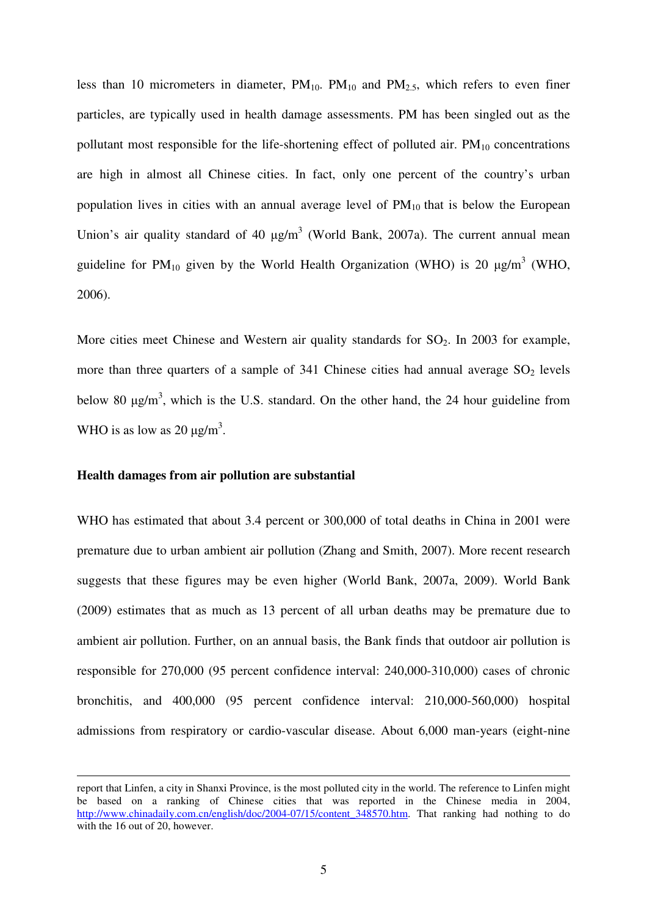less than 10 micrometers in diameter, $PM_{10}$. $PM_{10}$ and $PM_{2.5}$, which refers to even finer particles, are typically used in health damage assessments. PM has been singled out as the pollutant most responsible for the life-shortening effect of polluted air. $PM_{10}$ concentrations are high in almost all Chinese cities. In fact, only one percent of the country's urban population lives in cities with an annual average level of $PM_{10}$ that is below the European Union's air quality standard of 40 $\mu g/m^3$ (World Bank, 2007a). The current annual mean guideline for $PM_{10}$ given by the World Health Organization (WHO) is 20 $\mu g/m^3$ (WHO, 2006).

More cities meet Chinese and Western air quality standards for $SO_2$. In 2003 for example, more than three quarters of a sample of 341 Chinese cities had annual average $SO_2$ levels below 80 $\mu g/m^3$, which is the U.S. standard. On the other hand, the 24 hour guideline from WHO is as low as 20 $\mu g/m^3$.

**Health damages from air pollution are substantial**

WHO has estimated that about 3.4 percent or 300,000 of total deaths in China in 2001 were premature due to urban ambient air pollution (Zhang and Smith, 2007). More recent research suggests that these figures may be even higher (World Bank, 2007a, 2009). World Bank (2009) estimates that as much as 13 percent of all urban deaths may be premature due to ambient air pollution. Further, on an annual basis, the Bank finds that outdoor air pollution is responsible for 270,000 (95 percent confidence interval: 240,000-310,000) cases of chronic bronchitis, and 400,000 (95 percent confidence interval: 210,000-560,000) hospital admissions from respiratory or cardio-vascular disease. About 6,000 man-years (eight-nine

report that Linfen, a city in Shanxi Province, is the most polluted city in the world. The reference to Linfen might be based on a ranking of Chinese cities that was reported in the Chinese media in 2004, http://www.chinadaily.com.cn/english/doc/2004-07/15/content_348570.htm. That ranking had nothing to do with the 16 out of 20, however.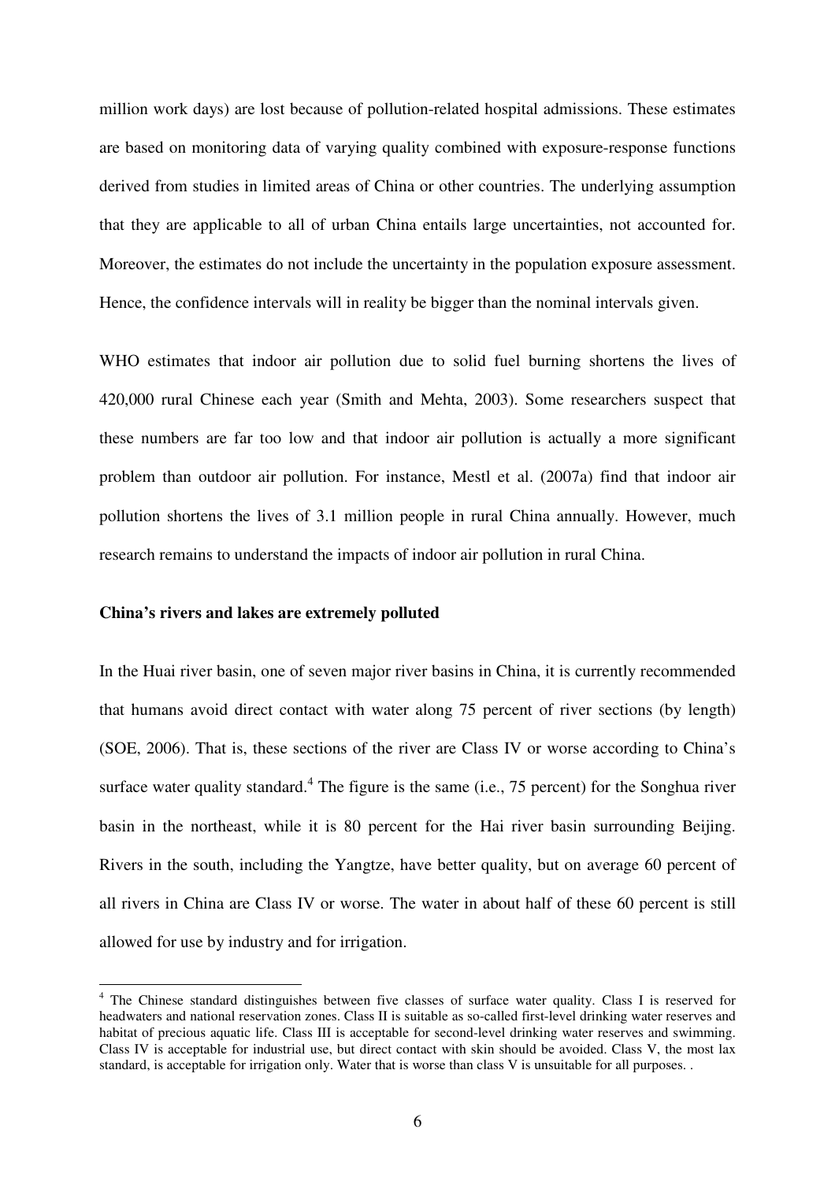million work days) are lost because of pollution-related hospital admissions. These estimates are based on monitoring data of varying quality combined with exposure-response functions derived from studies in limited areas of China or other countries. The underlying assumption that they are applicable to all of urban China entails large uncertainties, not accounted for. Moreover, the estimates do not include the uncertainty in the population exposure assessment. Hence, the confidence intervals will in reality be bigger than the nominal intervals given.

WHO estimates that indoor air pollution due to solid fuel burning shortens the lives of 420,000 rural Chinese each year (Smith and Mehta, 2003). Some researchers suspect that these numbers are far too low and that indoor air pollution is actually a more significant problem than outdoor air pollution. For instance, Mestl et al. (2007a) find that indoor air pollution shortens the lives of 3.1 million people in rural China annually. However, much research remains to understand the impacts of indoor air pollution in rural China.

**China's rivers and lakes are extremely polluted**

In the Huai river basin, one of seven major river basins in China, it is currently recommended that humans avoid direct contact with water along 75 percent of river sections (by length) (SOE, 2006). That is, these sections of the river are Class IV or worse according to China's surface water quality standard.[4] The figure is the same (i.e., 75 percent) for the Songhua river basin in the northeast, while it is 80 percent for the Hai river basin surrounding Beijing. Rivers in the south, including the Yangtze, have better quality, but on average 60 percent of all rivers in China are Class IV or worse. The water in about half of these 60 percent is still allowed for use by industry and for irrigation.

[4] The Chinese standard distinguishes between five classes of surface water quality. Class I is reserved for headwaters and national reservation zones. Class II is suitable as so-called first-level drinking water reserves and habitat of precious aquatic life. Class III is acceptable for second-level drinking water reserves and swimming. Class IV is acceptable for industrial use, but direct contact with skin should be avoided. Class V, the most lax standard, is acceptable for irrigation only. Water that is worse than class V is unsuitable for all purposes. .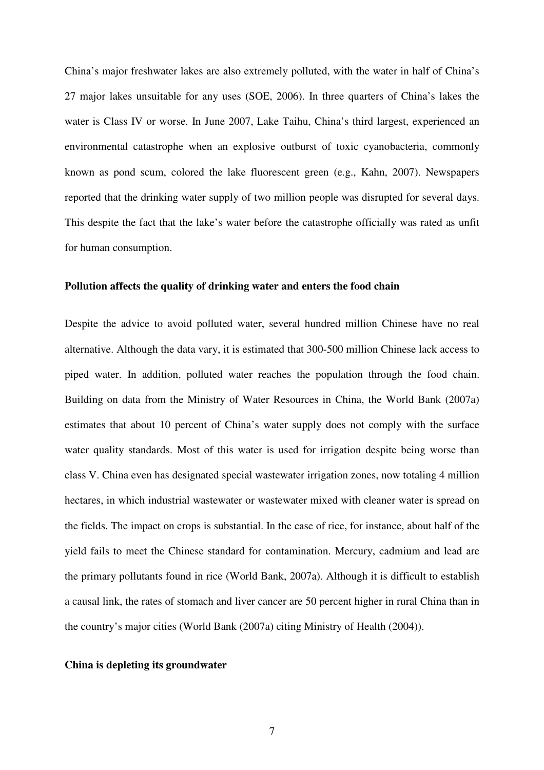China's major freshwater lakes are also extremely polluted, with the water in half of China's 27 major lakes unsuitable for any uses (SOE, 2006). In three quarters of China's lakes the water is Class IV or worse. In June 2007, Lake Taihu, China's third largest, experienced an environmental catastrophe when an explosive outburst of toxic cyanobacteria, commonly known as pond scum, colored the lake fluorescent green (e.g., Kahn, 2007). Newspapers reported that the drinking water supply of two million people was disrupted for several days. This despite the fact that the lake's water before the catastrophe officially was rated as unfit for human consumption.

**Pollution affects the quality of drinking water and enters the food chain**

Despite the advice to avoid polluted water, several hundred million Chinese have no real alternative. Although the data vary, it is estimated that 300-500 million Chinese lack access to piped water. In addition, polluted water reaches the population through the food chain. Building on data from the Ministry of Water Resources in China, the World Bank (2007a) estimates that about 10 percent of China's water supply does not comply with the surface water quality standards. Most of this water is used for irrigation despite being worse than class V. China even has designated special wastewater irrigation zones, now totaling 4 million hectares, in which industrial wastewater or wastewater mixed with cleaner water is spread on the fields. The impact on crops is substantial. In the case of rice, for instance, about half of the yield fails to meet the Chinese standard for contamination. Mercury, cadmium and lead are the primary pollutants found in rice (World Bank, 2007a). Although it is difficult to establish a causal link, the rates of stomach and liver cancer are 50 percent higher in rural China than in the country's major cities (World Bank (2007a) citing Ministry of Health (2004)).

**China is depleting its groundwater**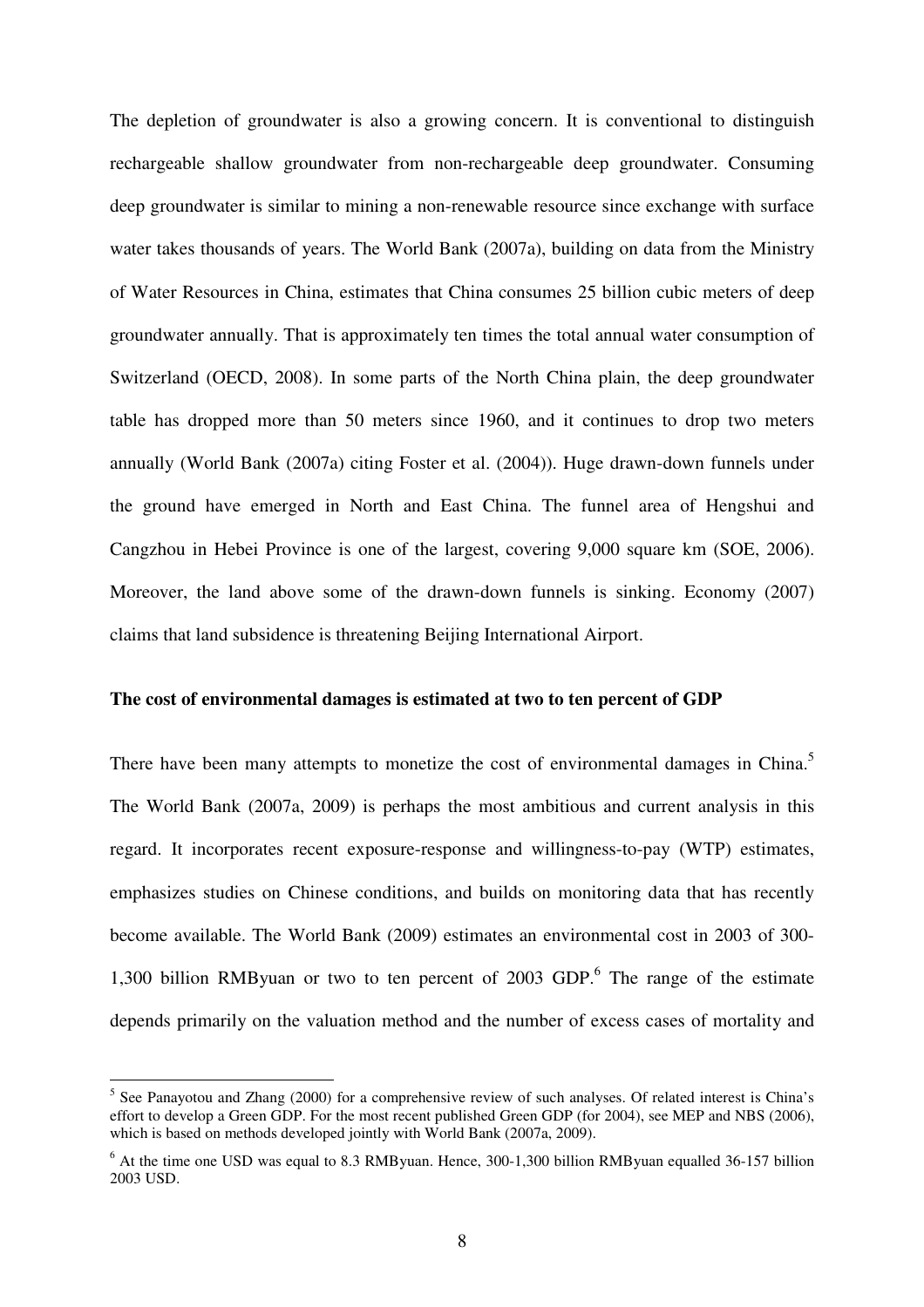The depletion of groundwater is also a growing concern. It is conventional to distinguish rechargeable shallow groundwater from non-rechargeable deep groundwater. Consuming deep groundwater is similar to mining a non-renewable resource since exchange with surface water takes thousands of years. The World Bank (2007a), building on data from the Ministry of Water Resources in China, estimates that China consumes 25 billion cubic meters of deep groundwater annually. That is approximately ten times the total annual water consumption of Switzerland (OECD, 2008). In some parts of the North China plain, the deep groundwater table has dropped more than 50 meters since 1960, and it continues to drop two meters annually (World Bank (2007a) citing Foster et al. (2004)). Huge drawn-down funnels under the ground have emerged in North and East China. The funnel area of Hengshui and Cangzhou in Hebei Province is one of the largest, covering 9,000 square km (SOE, 2006). Moreover, the land above some of the drawn-down funnels is sinking. Economy (2007) claims that land subsidence is threatening Beijing International Airport.

**The cost of environmental damages is estimated at two to ten percent of GDP**

There have been many attempts to monetize the cost of environmental damages in China.[5] The World Bank (2007a, 2009) is perhaps the most ambitious and current analysis in this regard. It incorporates recent exposure-response and willingness-to-pay (WTP) estimates, emphasizes studies on Chinese conditions, and builds on monitoring data that has recently become available. The World Bank (2009) estimates an environmental cost in 2003 of 300-1,300 billion RMByuan or two to ten percent of 2003 GDP.[6] The range of the estimate depends primarily on the valuation method and the number of excess cases of mortality and

[5] See Panayotou and Zhang (2000) for a comprehensive review of such analyses. Of related interest is China's effort to develop a Green GDP. For the most recent published Green GDP (for 2004), see MEP and NBS (2006), which is based on methods developed jointly with World Bank (2007a, 2009).

[6] At the time one USD was equal to 8.3 RMByuan. Hence, 300-1,300 billion RMByuan equalled 36-157 billion 2003 USD.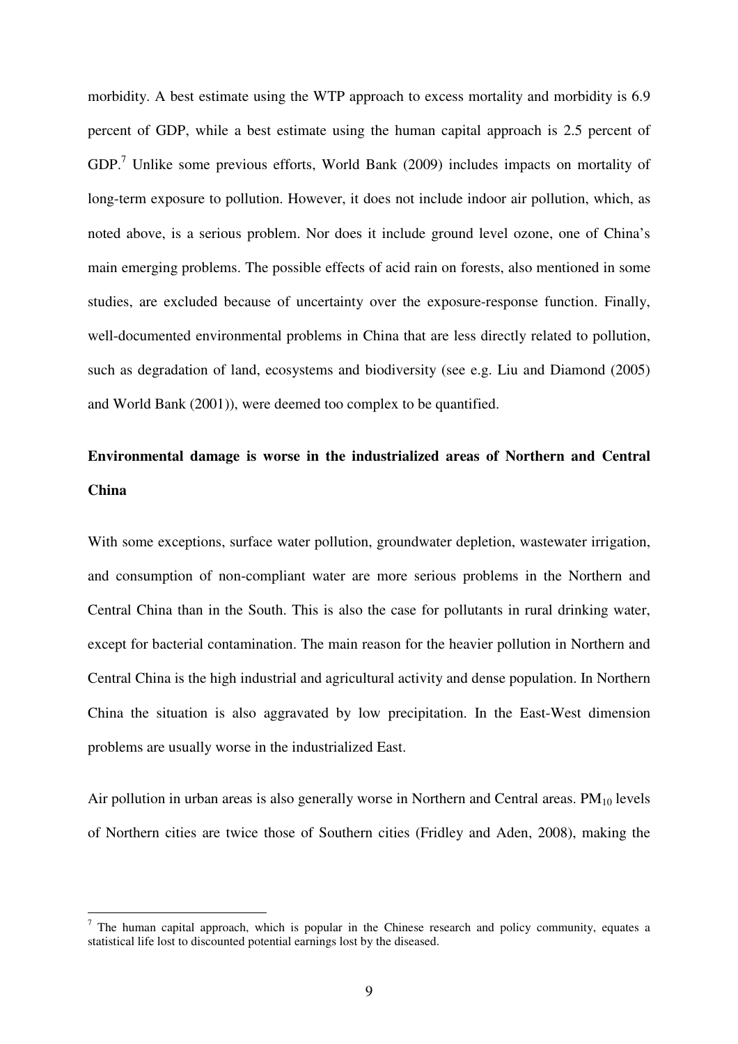morbidity. A best estimate using the WTP approach to excess mortality and morbidity is 6.9 percent of GDP, while a best estimate using the human capital approach is 2.5 percent of GDP.[7] Unlike some previous efforts, World Bank (2009) includes impacts on mortality of long-term exposure to pollution. However, it does not include indoor air pollution, which, as noted above, is a serious problem. Nor does it include ground level ozone, one of China's main emerging problems. The possible effects of acid rain on forests, also mentioned in some studies, are excluded because of uncertainty over the exposure-response function. Finally, well-documented environmental problems in China that are less directly related to pollution, such as degradation of land, ecosystems and biodiversity (see e.g. Liu and Diamond (2005) and World Bank (2001)), were deemed too complex to be quantified.

**Environmental damage is worse in the industrialized areas of Northern and Central China**

With some exceptions, surface water pollution, groundwater depletion, wastewater irrigation, and consumption of non-compliant water are more serious problems in the Northern and Central China than in the South. This is also the case for pollutants in rural drinking water, except for bacterial contamination. The main reason for the heavier pollution in Northern and Central China is the high industrial and agricultural activity and dense population. In Northern China the situation is also aggravated by low precipitation. In the East-West dimension problems are usually worse in the industrialized East.

Air pollution in urban areas is also generally worse in Northern and Central areas. $PM_{10}$ levels of Northern cities are twice those of Southern cities (Fridley and Aden, 2008), making the

---

[7] The human capital approach, which is popular in the Chinese research and policy community, equates a statistical life lost to discounted potential earnings lost by the diseased.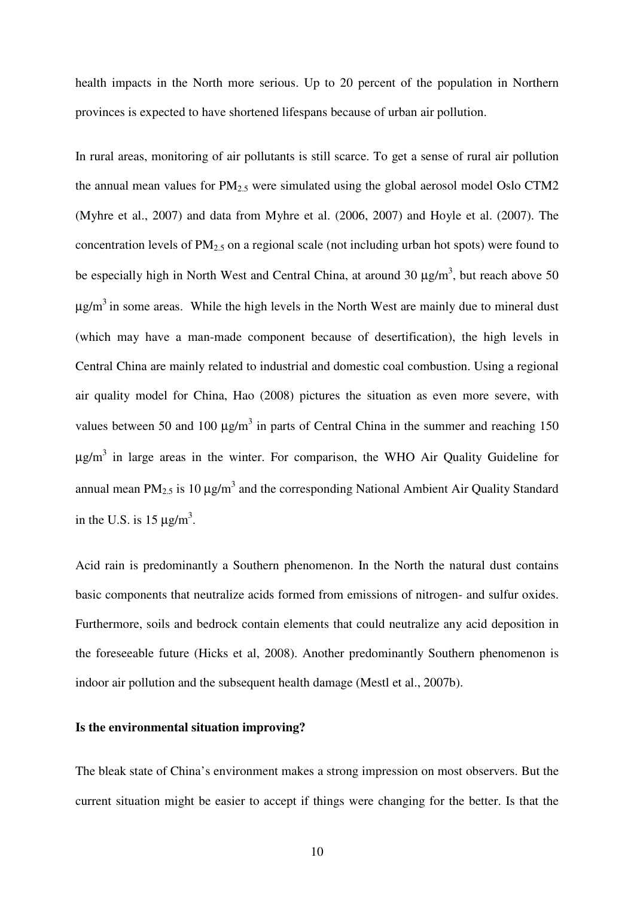health impacts in the North more serious. Up to 20 percent of the population in Northern provinces is expected to have shortened lifespans because of urban air pollution.

In rural areas, monitoring of air pollutants is still scarce. To get a sense of rural air pollution the annual mean values for $PM_{2.5}$ were simulated using the global aerosol model Oslo CTM2 (Myhre et al., 2007) and data from Myhre et al. (2006, 2007) and Hoyle et al. (2007). The concentration levels of $PM_{2.5}$ on a regional scale (not including urban hot spots) were found to be especially high in North West and Central China, at around 30 $\mu g/m^3$, but reach above 50 $\mu g/m^3$ in some areas. While the high levels in the North West are mainly due to mineral dust (which may have a man-made component because of desertification), the high levels in Central China are mainly related to industrial and domestic coal combustion. Using a regional air quality model for China, Hao (2008) pictures the situation as even more severe, with values between 50 and 100 $\mu g/m^3$ in parts of Central China in the summer and reaching 150 $\mu g/m^3$ in large areas in the winter. For comparison, the WHO Air Quality Guideline for annual mean $PM_{2.5}$ is 10 $\mu g/m^3$ and the corresponding National Ambient Air Quality Standard in the U.S. is 15 $\mu g/m^3$.

Acid rain is predominantly a Southern phenomenon. In the North the natural dust contains basic components that neutralize acids formed from emissions of nitrogen- and sulfur oxides. Furthermore, soils and bedrock contain elements that could neutralize any acid deposition in the foreseeable future (Hicks et al, 2008). Another predominantly Southern phenomenon is indoor air pollution and the subsequent health damage (Mestl et al., 2007b).

**Is the environmental situation improving?**

The bleak state of China's environment makes a strong impression on most observers. But the current situation might be easier to accept if things were changing for the better. Is that the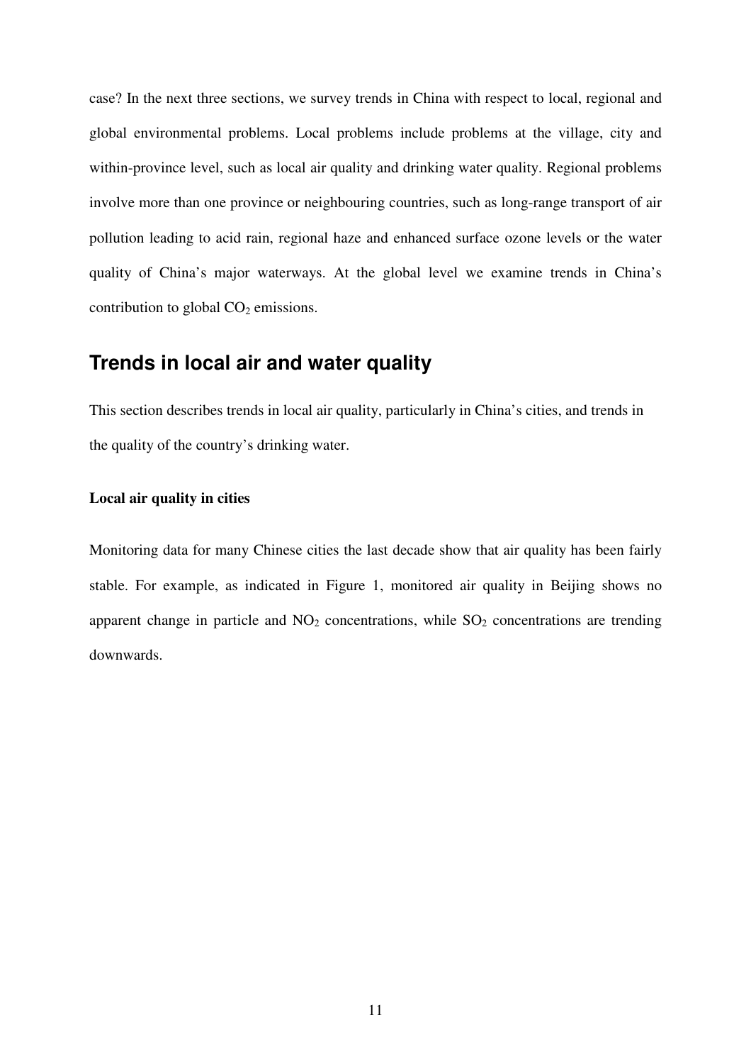case? In the next three sections, we survey trends in China with respect to local, regional and global environmental problems. Local problems include problems at the village, city and within-province level, such as local air quality and drinking water quality. Regional problems involve more than one province or neighbouring countries, such as long-range transport of air pollution leading to acid rain, regional haze and enhanced surface ozone levels or the water quality of China's major waterways. At the global level we examine trends in China's contribution to global $CO_2$ emissions.

## Trends in local air and water quality

This section describes trends in local air quality, particularly in China's cities, and trends in the quality of the country's drinking water.

**Local air quality in cities**

Monitoring data for many Chinese cities the last decade show that air quality has been fairly stable. For example, as indicated in Figure 1, monitored air quality in Beijing shows no apparent change in particle and $NO_2$ concentrations, while $SO_2$ concentrations are trending downwards.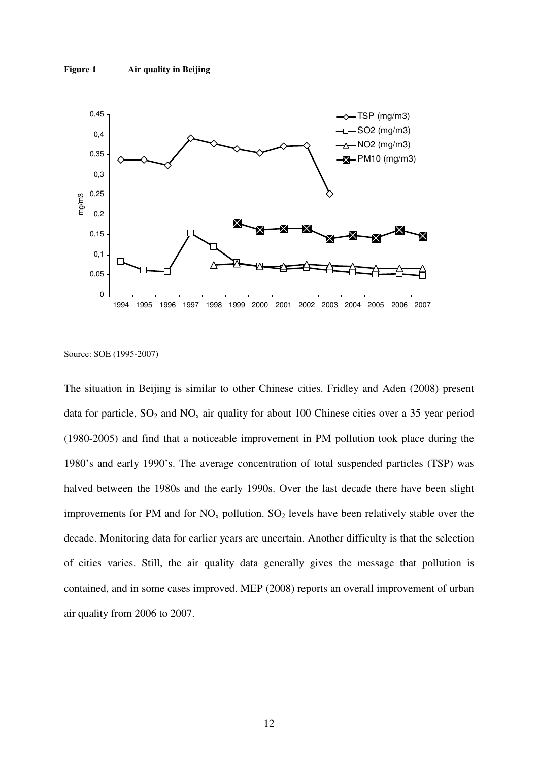**Figure 1 Air quality in Beijing**

Source: SOE (1995-2007)

The situation in Beijing is similar to other Chinese cities. Fridley and Aden (2008) present data for particle, $SO_2$ and $NO_x$ air quality for about 100 Chinese cities over a 35 year period (1980-2005) and find that a noticeable improvement in PM pollution took place during the 1980's and early 1990's. The average concentration of total suspended particles (TSP) was halved between the 1980s and the early 1990s. Over the last decade there have been slight improvements for PM and for $NO_x$ pollution. $SO_2$ levels have been relatively stable over the decade. Monitoring data for earlier years are uncertain. Another difficulty is that the selection of cities varies. Still, the air quality data generally gives the message that pollution is contained, and in some cases improved. MEP (2008) reports an overall improvement of urban air quality from 2006 to 2007.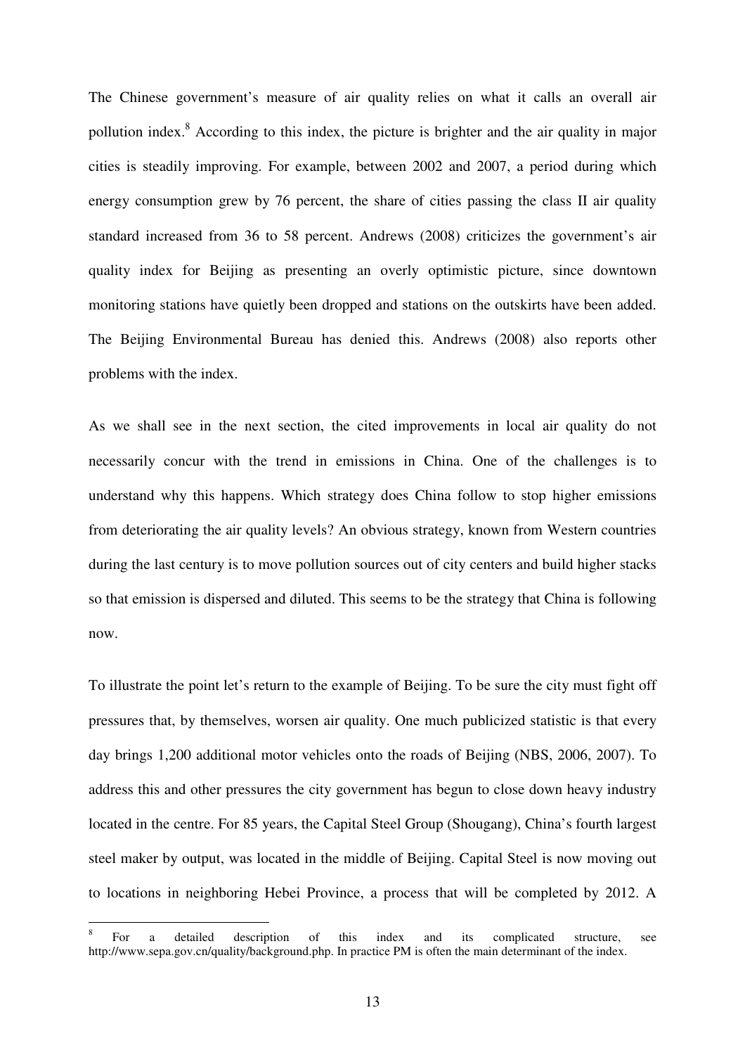The Chinese government's measure of air quality relies on what it calls an overall air pollution index.[8] According to this index, the picture is brighter and the air quality in major cities is steadily improving. For example, between 2002 and 2007, a period during which energy consumption grew by 76 percent, the share of cities passing the class II air quality standard increased from 36 to 58 percent. Andrews (2008) criticizes the government's air quality index for Beijing as presenting an overly optimistic picture, since downtown monitoring stations have quietly been dropped and stations on the outskirts have been added. The Beijing Environmental Bureau has denied this. Andrews (2008) also reports other problems with the index.

As we shall see in the next section, the cited improvements in local air quality do not necessarily concur with the trend in emissions in China. One of the challenges is to understand why this happens. Which strategy does China follow to stop higher emissions from deteriorating the air quality levels? An obvious strategy, known from Western countries during the last century is to move pollution sources out of city centers and build higher stacks so that emission is dispersed and diluted. This seems to be the strategy that China is following now.

To illustrate the point let's return to the example of Beijing. To be sure the city must fight off pressures that, by themselves, worsen air quality. One much publicized statistic is that every day brings 1,200 additional motor vehicles onto the roads of Beijing (NBS, 2006, 2007). To address this and other pressures the city government has begun to close down heavy industry located in the centre. For 85 years, the Capital Steel Group (Shougang), China's fourth largest steel maker by output, was located in the middle of Beijing. Capital Steel is now moving out to locations in neighboring Hebei Province, a process that will be completed by 2012. A

[8] For a detailed description of this index and its complicated structure, see http://www.sepa.gov.cn/quality/background.php. In practice PM is often the main determinant of the index.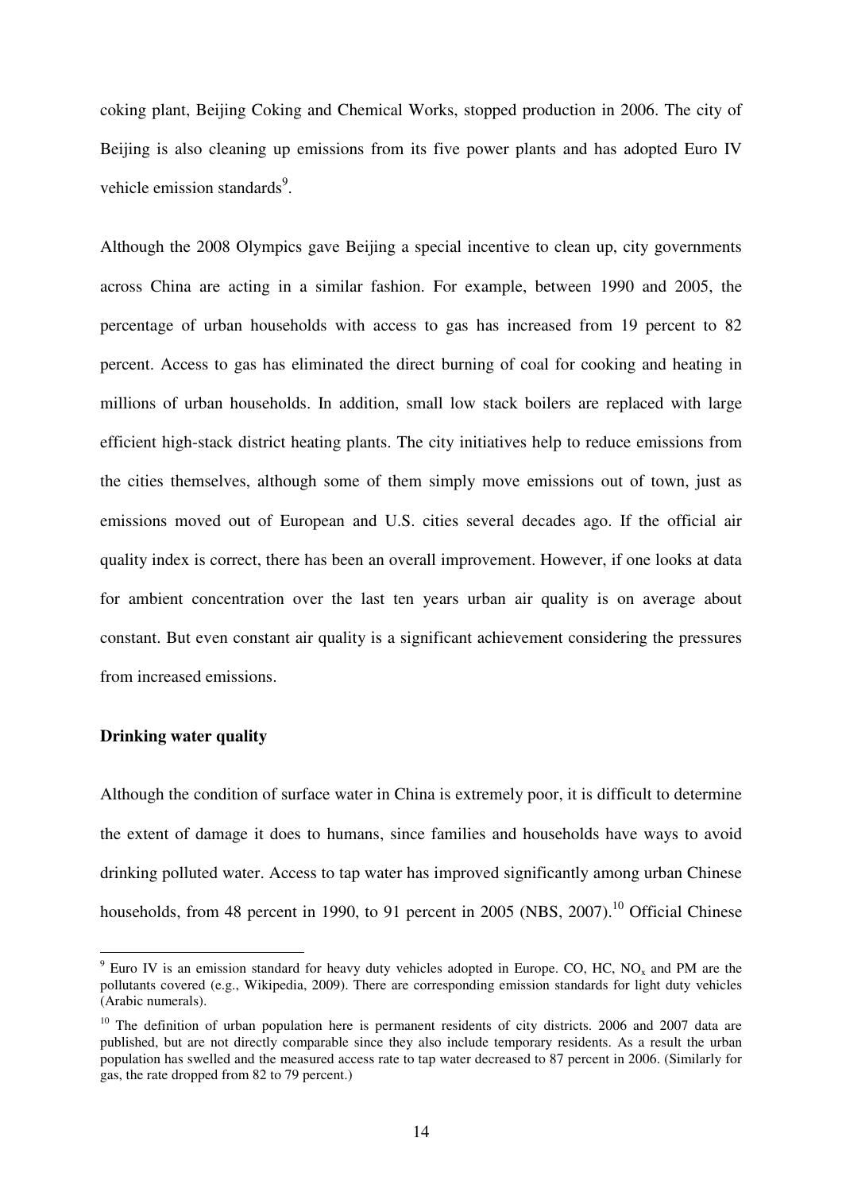coking plant, Beijing Coking and Chemical Works, stopped production in 2006. The city of Beijing is also cleaning up emissions from its five power plants and has adopted Euro IV vehicle emission standards[9].

Although the 2008 Olympics gave Beijing a special incentive to clean up, city governments across China are acting in a similar fashion. For example, between 1990 and 2005, the percentage of urban households with access to gas has increased from 19 percent to 82 percent. Access to gas has eliminated the direct burning of coal for cooking and heating in millions of urban households. In addition, small low stack boilers are replaced with large efficient high-stack district heating plants. The city initiatives help to reduce emissions from the cities themselves, although some of them simply move emissions out of town, just as emissions moved out of European and U.S. cities several decades ago. If the official air quality index is correct, there has been an overall improvement. However, if one looks at data for ambient concentration over the last ten years urban air quality is on average about constant. But even constant air quality is a significant achievement considering the pressures from increased emissions.

**Drinking water quality**

Although the condition of surface water in China is extremely poor, it is difficult to determine the extent of damage it does to humans, since families and households have ways to avoid drinking polluted water. Access to tap water has improved significantly among urban Chinese households, from 48 percent in 1990, to 91 percent in 2005 (NBS, 2007).[10] Official Chinese

---

[9] Euro IV is an emission standard for heavy duty vehicles adopted in Europe. CO, HC, $NO_x$ and PM are the pollutants covered (e.g., Wikipedia, 2009). There are corresponding emission standards for light duty vehicles (Arabic numerals).

[10] The definition of urban population here is permanent residents of city districts. 2006 and 2007 data are published, but are not directly comparable since they also include temporary residents. As a result the urban population has swelled and the measured access rate to tap water decreased to 87 percent in 2006. (Similarly for gas, the rate dropped from 82 to 79 percent.)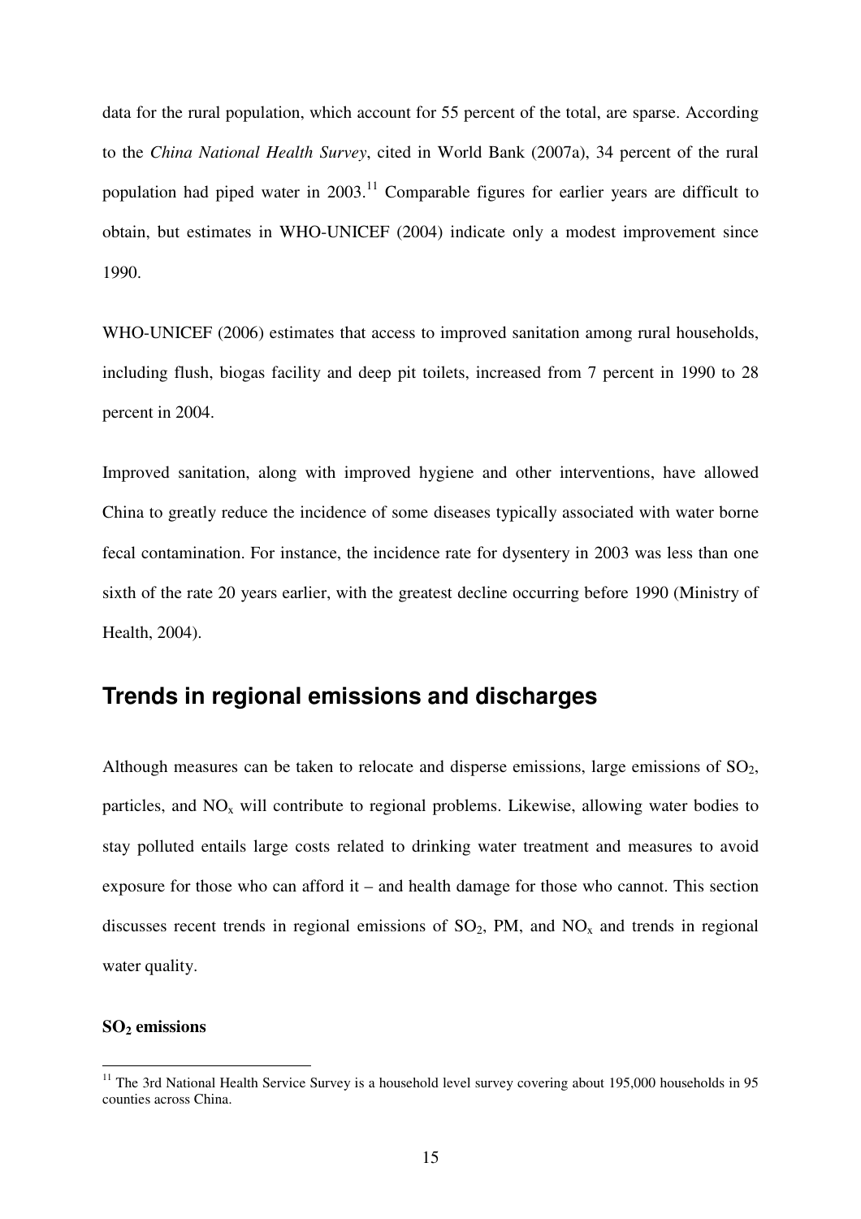data for the rural population, which account for 55 percent of the total, are sparse. According to the *China National Health Survey*, cited in World Bank (2007a), 34 percent of the rural population had piped water in 2003.[11] Comparable figures for earlier years are difficult to obtain, but estimates in WHO-UNICEF (2004) indicate only a modest improvement since 1990.

WHO-UNICEF (2006) estimates that access to improved sanitation among rural households, including flush, biogas facility and deep pit toilets, increased from 7 percent in 1990 to 28 percent in 2004.

Improved sanitation, along with improved hygiene and other interventions, have allowed China to greatly reduce the incidence of some diseases typically associated with water borne fecal contamination. For instance, the incidence rate for dysentery in 2003 was less than one sixth of the rate 20 years earlier, with the greatest decline occurring before 1990 (Ministry of Health, 2004).

## Trends in regional emissions and discharges

Although measures can be taken to relocate and disperse emissions, large emissions of $SO_2$, particles, and $NO_x$ will contribute to regional problems. Likewise, allowing water bodies to stay polluted entails large costs related to drinking water treatment and measures to avoid exposure for those who can afford it – and health damage for those who cannot. This section discusses recent trends in regional emissions of $SO_2$, PM, and $NO_x$ and trends in regional water quality.

**$SO_2$ emissions**

[11] The 3rd National Health Service Survey is a household level survey covering about 195,000 households in 95 counties across China.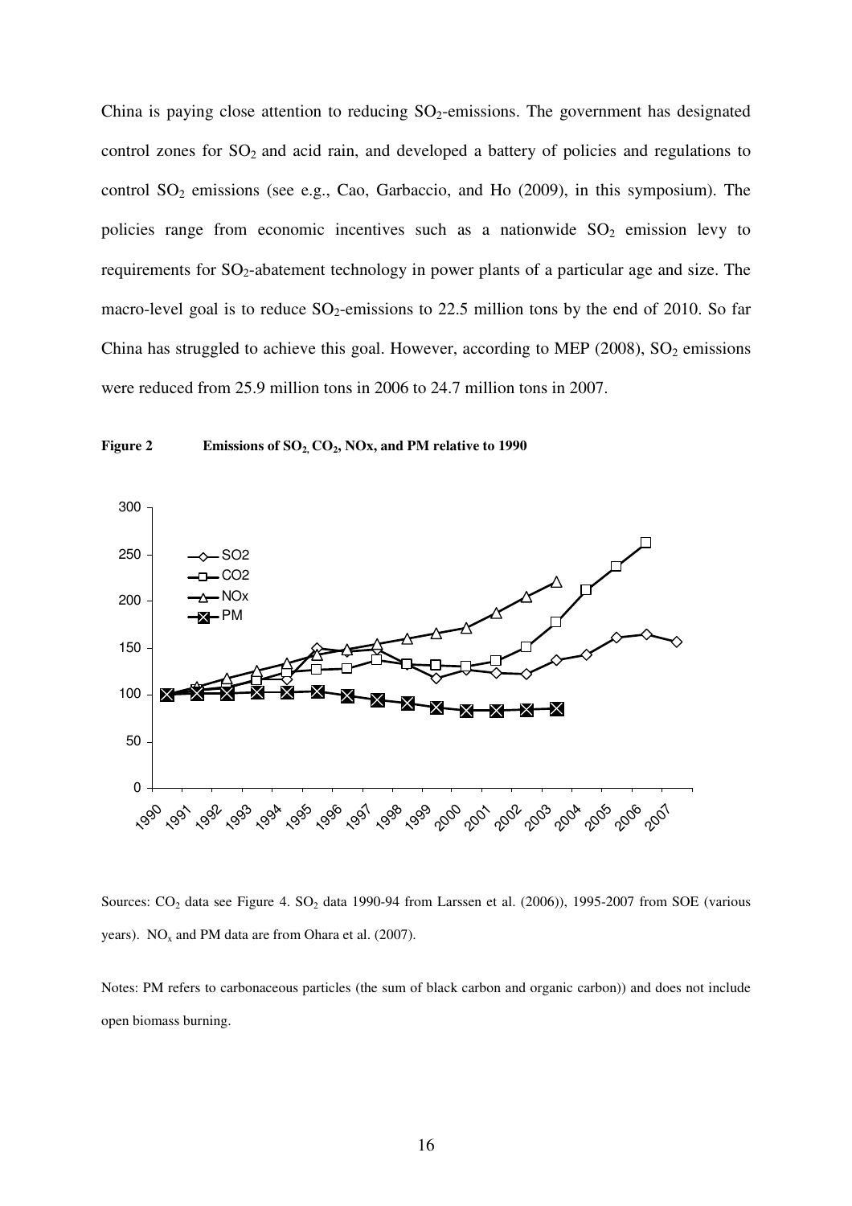China is paying close attention to reducing $SO_2$-emissions. The government has designated control zones for $SO_2$ and acid rain, and developed a battery of policies and regulations to control $SO_2$ emissions (see e.g., Cao, Garbaccio, and Ho (2009), in this symposium). The policies range from economic incentives such as a nationwide $SO_2$ emission levy to requirements for $SO_2$-abatement technology in power plants of a particular age and size. The macro-level goal is to reduce $SO_2$-emissions to 22.5 million tons by the end of 2010. So far China has struggled to achieve this goal. However, according to MEP (2008), $SO_2$ emissions were reduced from 25.9 million tons in 2006 to 24.7 million tons in 2007.

**Figure 2 Emissions of $SO_2$, $CO_2$, NOx, and PM relative to 1990**

Sources: $CO_2$ data see Figure 4. $SO_2$ data 1990-94 from Larssen et al. (2006)), 1995-2007 from SOE (various years). $NO_x$ and PM data are from Ohara et al. (2007).

Notes: PM refers to carbonaceous particles (the sum of black carbon and organic carbon)) and does not include open biomass burning.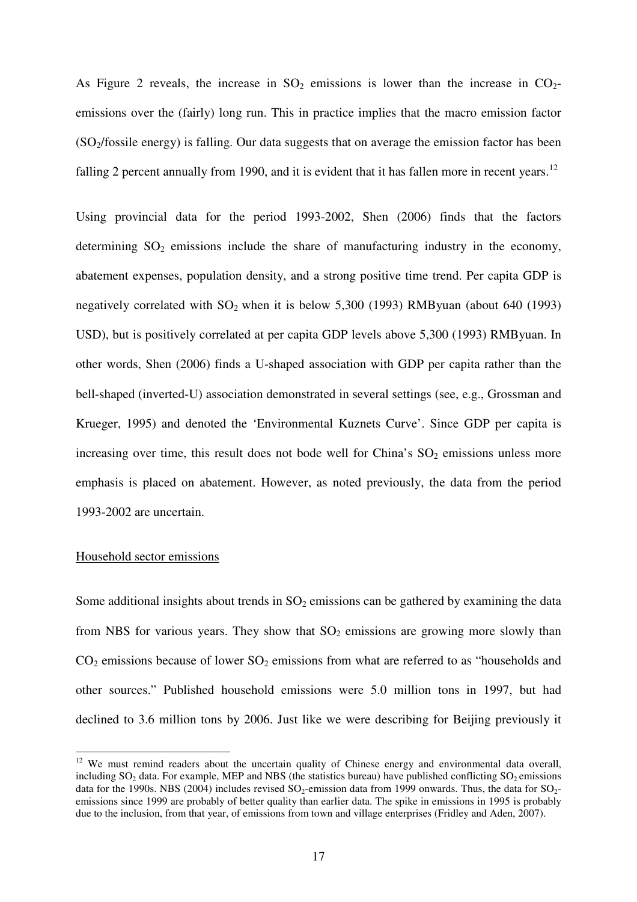As Figure 2 reveals, the increase in $SO_2$ emissions is lower than the increase in $CO_2$-emissions over the (fairly) long run. This in practice implies that the macro emission factor ($SO_2$/fossile energy) is falling. Our data suggests that on average the emission factor has been falling 2 percent annually from 1990, and it is evident that it has fallen more in recent years.[12]

Using provincial data for the period 1993-2002, Shen (2006) finds that the factors determining $SO_2$ emissions include the share of manufacturing industry in the economy, abatement expenses, population density, and a strong positive time trend. Per capita GDP is negatively correlated with $SO_2$ when it is below 5,300 (1993) RMByuan (about 640 (1993) USD), but is positively correlated at per capita GDP levels above 5,300 (1993) RMByuan. In other words, Shen (2006) finds a U-shaped association with GDP per capita rather than the bell-shaped (inverted-U) association demonstrated in several settings (see, e.g., Grossman and Krueger, 1995) and denoted the 'Environmental Kuznets Curve'. Since GDP per capita is increasing over time, this result does not bode well for China's $SO_2$ emissions unless more emphasis is placed on abatement. However, as noted previously, the data from the period 1993-2002 are uncertain.

<u>Household sector emissions</u>

Some additional insights about trends in $SO_2$ emissions can be gathered by examining the data from NBS for various years. They show that $SO_2$ emissions are growing more slowly than $CO_2$ emissions because of lower $SO_2$ emissions from what are referred to as "households and other sources." Published household emissions were 5.0 million tons in 1997, but had declined to 3.6 million tons by 2006. Just like we were describing for Beijing previously it

---

[12] We must remind readers about the uncertain quality of Chinese energy and environmental data overall, including $SO_2$ data. For example, MEP and NBS (the statistics bureau) have published conflicting $SO_2$ emissions data for the 1990s. NBS (2004) includes revised $SO_2$-emission data from 1999 onwards. Thus, the data for $SO_2$-emissions since 1999 are probably of better quality than earlier data. The spike in emissions in 1995 is probably due to the inclusion, from that year, of emissions from town and village enterprises (Fridley and Aden, 2007).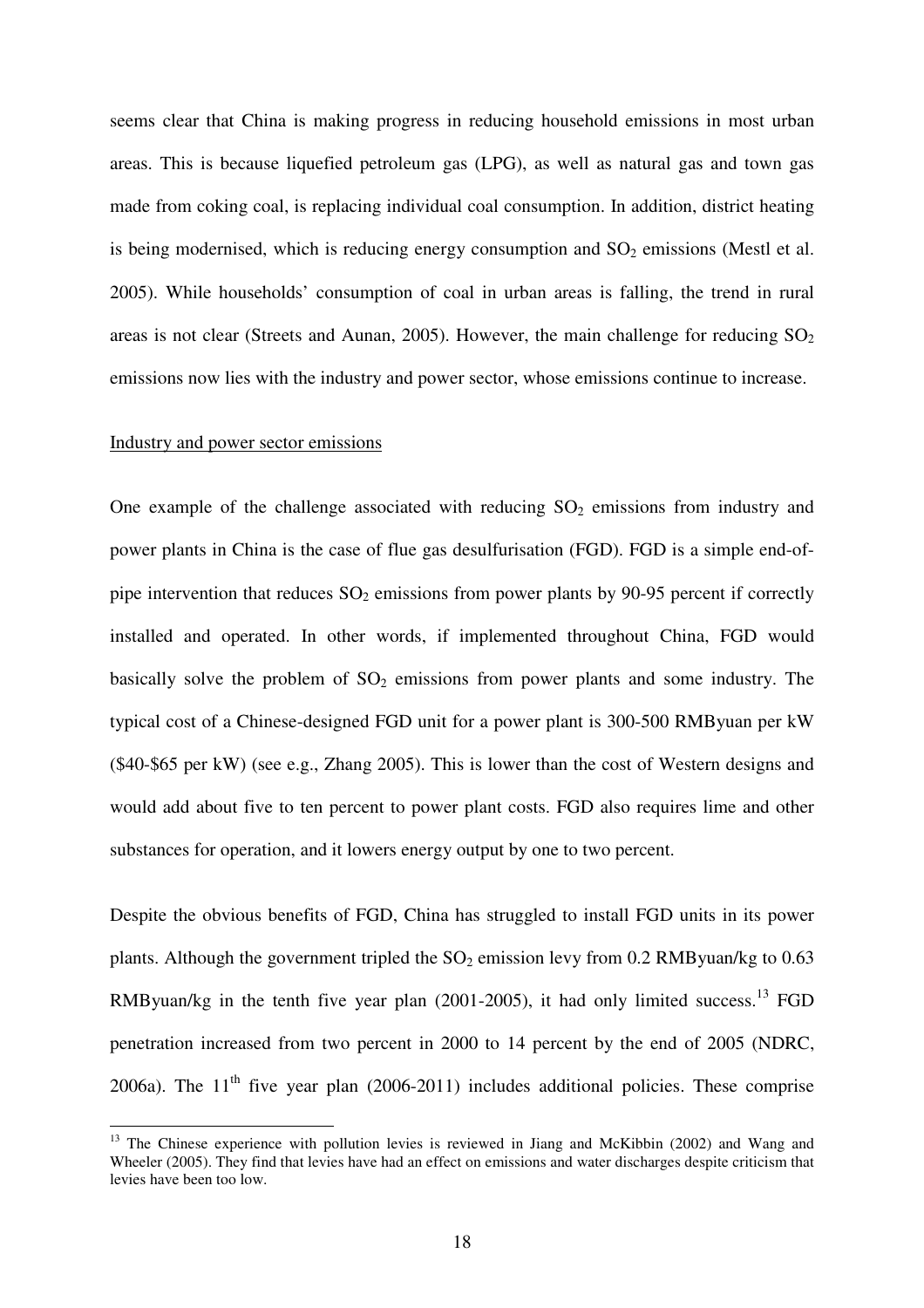seems clear that China is making progress in reducing household emissions in most urban areas. This is because liquefied petroleum gas (LPG), as well as natural gas and town gas made from coking coal, is replacing individual coal consumption. In addition, district heating is being modernised, which is reducing energy consumption and $SO_2$ emissions (Mestl et al. 2005). While households' consumption of coal in urban areas is falling, the trend in rural areas is not clear (Streets and Aunan, 2005). However, the main challenge for reducing $SO_2$ emissions now lies with the industry and power sector, whose emissions continue to increase.

<u>Industry and power sector emissions</u>

One example of the challenge associated with reducing $SO_2$ emissions from industry and power plants in China is the case of flue gas desulfurisation (FGD). FGD is a simple end-of-pipe intervention that reduces $SO_2$ emissions from power plants by 90-95 percent if correctly installed and operated. In other words, if implemented throughout China, FGD would basically solve the problem of $SO_2$ emissions from power plants and some industry. The typical cost of a Chinese-designed FGD unit for a power plant is 300-500 RMByuan per kW ($40-$65 per kW) (see e.g., Zhang 2005). This is lower than the cost of Western designs and would add about five to ten percent to power plant costs. FGD also requires lime and other substances for operation, and it lowers energy output by one to two percent.

Despite the obvious benefits of FGD, China has struggled to install FGD units in its power plants. Although the government tripled the $SO_2$ emission levy from 0.2 RMByuan/kg to 0.63 RMByuan/kg in the tenth five year plan (2001-2005), it had only limited success.[13] FGD penetration increased from two percent in 2000 to 14 percent by the end of 2005 (NDRC, 2006a). The 11th five year plan (2006-2011) includes additional policies. These comprise

[13] The Chinese experience with pollution levies is reviewed in Jiang and McKibbin (2002) and Wang and Wheeler (2005). They find that levies have had an effect on emissions and water discharges despite criticism that levies have been too low.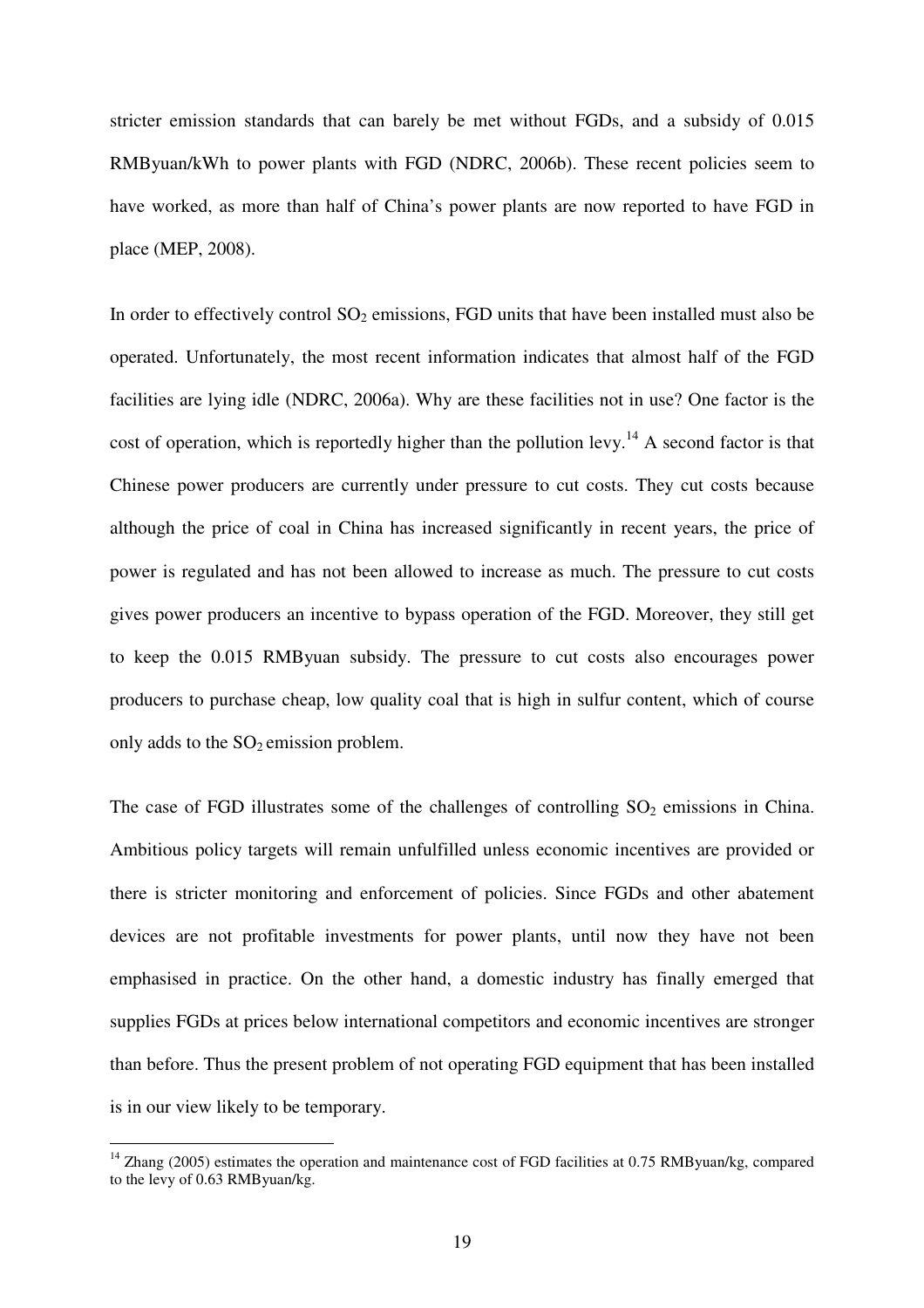stricter emission standards that can barely be met without FGDs, and a subsidy of 0.015 RMByuan/kWh to power plants with FGD (NDRC, 2006b). These recent policies seem to have worked, as more than half of China's power plants are now reported to have FGD in place (MEP, 2008).

In order to effectively control $SO_2$ emissions, FGD units that have been installed must also be operated. Unfortunately, the most recent information indicates that almost half of the FGD facilities are lying idle (NDRC, 2006a). Why are these facilities not in use? One factor is the cost of operation, which is reportedly higher than the pollution levy.[14] A second factor is that Chinese power producers are currently under pressure to cut costs. They cut costs because although the price of coal in China has increased significantly in recent years, the price of power is regulated and has not been allowed to increase as much. The pressure to cut costs gives power producers an incentive to bypass operation of the FGD. Moreover, they still get to keep the 0.015 RMByuan subsidy. The pressure to cut costs also encourages power producers to purchase cheap, low quality coal that is high in sulfur content, which of course only adds to the $SO_2$ emission problem.

The case of FGD illustrates some of the challenges of controlling $SO_2$ emissions in China. Ambitious policy targets will remain unfulfilled unless economic incentives are provided or there is stricter monitoring and enforcement of policies. Since FGDs and other abatement devices are not profitable investments for power plants, until now they have not been emphasised in practice. On the other hand, a domestic industry has finally emerged that supplies FGDs at prices below international competitors and economic incentives are stronger than before. Thus the present problem of not operating FGD equipment that has been installed is in our view likely to be temporary.

[14] Zhang (2005) estimates the operation and maintenance cost of FGD facilities at 0.75 RMByuan/kg, compared to the levy of 0.63 RMByuan/kg.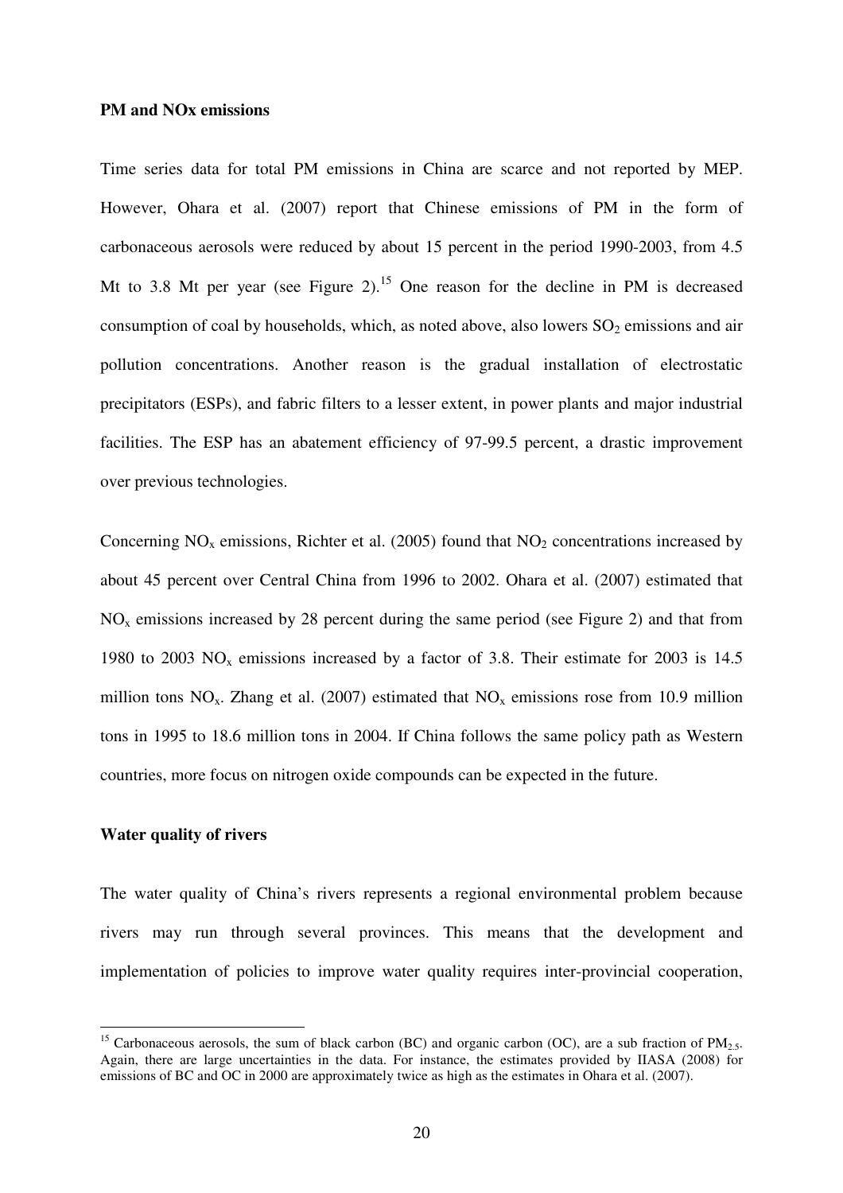**PM and NOx emissions**

Time series data for total PM emissions in China are scarce and not reported by MEP. However, Ohara et al. (2007) report that Chinese emissions of PM in the form of carbonaceous aerosols were reduced by about 15 percent in the period 1990-2003, from 4.5 Mt to 3.8 Mt per year (see Figure 2).[15] One reason for the decline in PM is decreased consumption of coal by households, which, as noted above, also lowers $SO_2$ emissions and air pollution concentrations. Another reason is the gradual installation of electrostatic precipitators (ESPs), and fabric filters to a lesser extent, in power plants and major industrial facilities. The ESP has an abatement efficiency of 97-99.5 percent, a drastic improvement over previous technologies.

Concerning $NO_x$ emissions, Richter et al. (2005) found that $NO_2$ concentrations increased by about 45 percent over Central China from 1996 to 2002. Ohara et al. (2007) estimated that $NO_x$ emissions increased by 28 percent during the same period (see Figure 2) and that from 1980 to 2003 $NO_x$ emissions increased by a factor of 3.8. Their estimate for 2003 is 14.5 million tons $NO_x$. Zhang et al. (2007) estimated that $NO_x$ emissions rose from 10.9 million tons in 1995 to 18.6 million tons in 2004. If China follows the same policy path as Western countries, more focus on nitrogen oxide compounds can be expected in the future.

**Water quality of rivers**

The water quality of China's rivers represents a regional environmental problem because rivers may run through several provinces. This means that the development and implementation of policies to improve water quality requires inter-provincial cooperation,

---

[15] Carbonaceous aerosols, the sum of black carbon (BC) and organic carbon (OC), are a sub fraction of $PM_{2.5}$. Again, there are large uncertainties in the data. For instance, the estimates provided by IIASA (2008) for emissions of BC and OC in 2000 are approximately twice as high as the estimates in Ohara et al. (2007).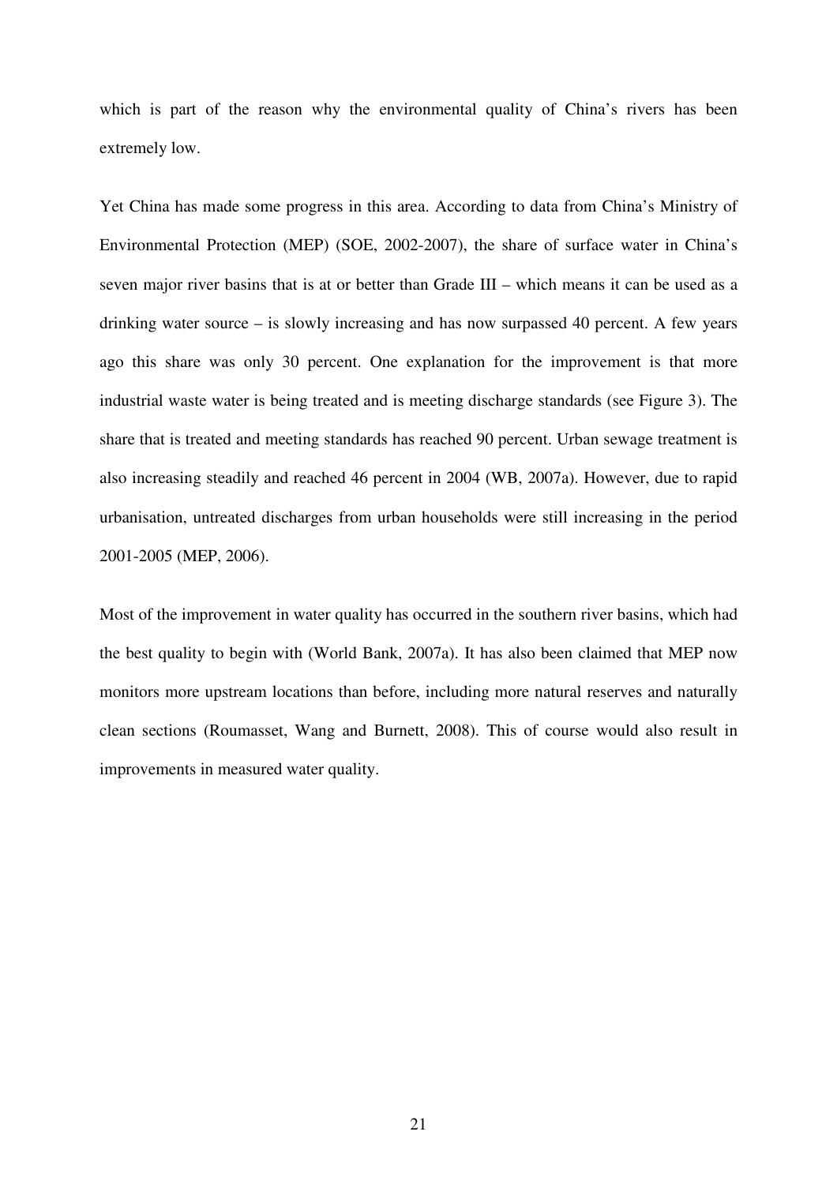which is part of the reason why the environmental quality of China's rivers has been extremely low.

Yet China has made some progress in this area. According to data from China's Ministry of Environmental Protection (MEP) (SOE, 2002-2007), the share of surface water in China's seven major river basins that is at or better than Grade III – which means it can be used as a drinking water source – is slowly increasing and has now surpassed 40 percent. A few years ago this share was only 30 percent. One explanation for the improvement is that more industrial waste water is being treated and is meeting discharge standards (see Figure 3). The share that is treated and meeting standards has reached 90 percent. Urban sewage treatment is also increasing steadily and reached 46 percent in 2004 (WB, 2007a). However, due to rapid urbanisation, untreated discharges from urban households were still increasing in the period 2001-2005 (MEP, 2006).

Most of the improvement in water quality has occurred in the southern river basins, which had the best quality to begin with (World Bank, 2007a). It has also been claimed that MEP now monitors more upstream locations than before, including more natural reserves and naturally clean sections (Roumasset, Wang and Burnett, 2008). This of course would also result in improvements in measured water quality.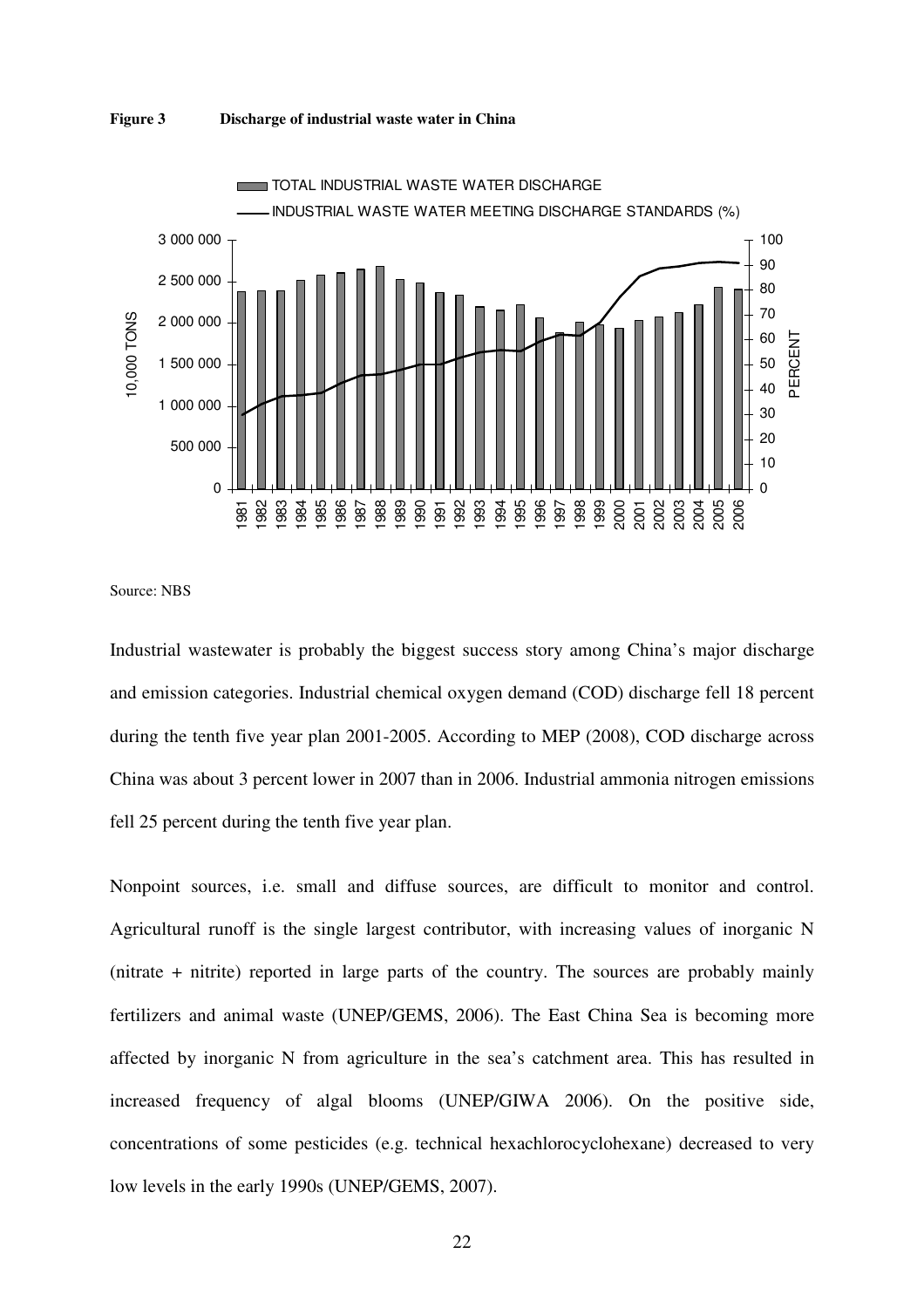**Figure 3 Discharge of industrial waste water in China**

Source: NBS

Industrial wastewater is probably the biggest success story among China's major discharge and emission categories. Industrial chemical oxygen demand (COD) discharge fell 18 percent during the tenth five year plan 2001-2005. According to MEP (2008), COD discharge across China was about 3 percent lower in 2007 than in 2006. Industrial ammonia nitrogen emissions fell 25 percent during the tenth five year plan.

Nonpoint sources, i.e. small and diffuse sources, are difficult to monitor and control. Agricultural runoff is the single largest contributor, with increasing values of inorganic N (nitrate + nitrite) reported in large parts of the country. The sources are probably mainly fertilizers and animal waste (UNEP/GEMS, 2006). The East China Sea is becoming more affected by inorganic N from agriculture in the sea's catchment area. This has resulted in increased frequency of algal blooms (UNEP/GIWA 2006). On the positive side, concentrations of some pesticides (e.g. technical hexachlorocyclohexane) decreased to very low levels in the early 1990s (UNEP/GEMS, 2007).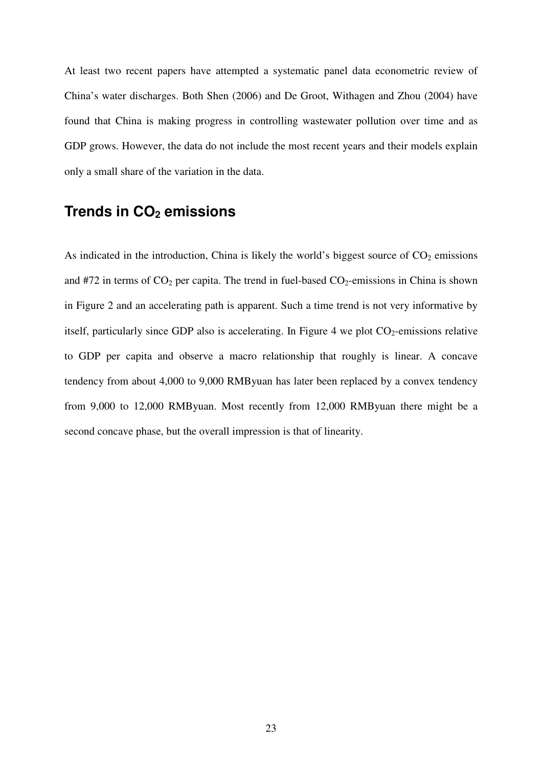At least two recent papers have attempted a systematic panel data econometric review of China's water discharges. Both Shen (2006) and De Groot, Withagen and Zhou (2004) have found that China is making progress in controlling wastewater pollution over time and as GDP grows. However, the data do not include the most recent years and their models explain only a small share of the variation in the data.

## Trends in $CO_2$ emissions

As indicated in the introduction, China is likely the world's biggest source of $CO_2$ emissions and #72 in terms of $CO_2$ per capita. The trend in fuel-based $CO_2$-emissions in China is shown in Figure 2 and an accelerating path is apparent. Such a time trend is not very informative by itself, particularly since GDP also is accelerating. In Figure 4 we plot $CO_2$-emissions relative to GDP per capita and observe a macro relationship that roughly is linear. A concave tendency from about 4,000 to 9,000 RMByuan has later been replaced by a convex tendency from 9,000 to 12,000 RMByuan. Most recently from 12,000 RMByuan there might be a second concave phase, but the overall impression is that of linearity.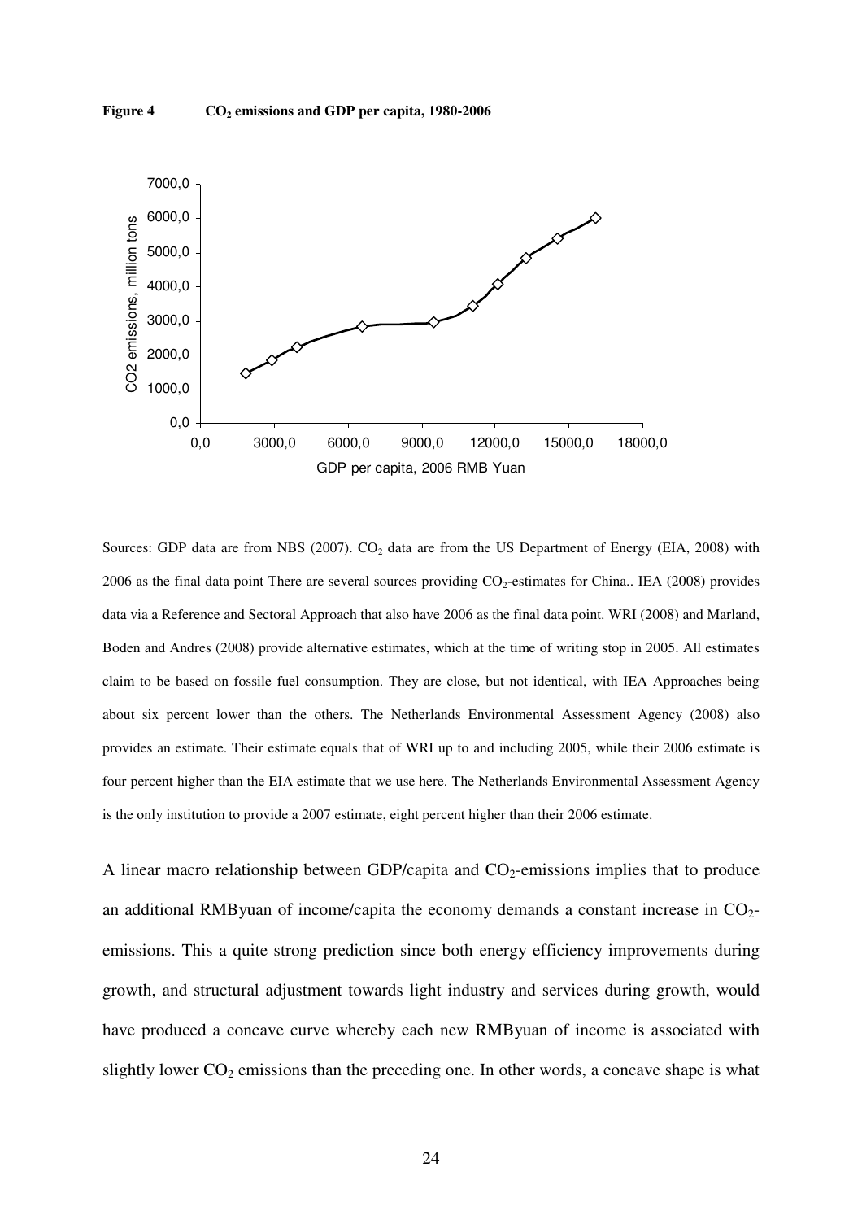**Figure 4 $CO_2$ emissions and GDP per capita, 1980-2006**

Sources: GDP data are from NBS (2007). $CO_2$ data are from the US Department of Energy (EIA, 2008) with 2006 as the final data point There are several sources providing $CO_2$-estimates for China.. IEA (2008) provides data via a Reference and Sectoral Approach that also have 2006 as the final data point. WRI (2008) and Marland, Boden and Andres (2008) provide alternative estimates, which at the time of writing stop in 2005. All estimates claim to be based on fossile fuel consumption. They are close, but not identical, with IEA Approaches being about six percent lower than the others. The Netherlands Environmental Assessment Agency (2008) also provides an estimate. Their estimate equals that of WRI up to and including 2005, while their 2006 estimate is four percent higher than the EIA estimate that we use here. The Netherlands Environmental Assessment Agency is the only institution to provide a 2007 estimate, eight percent higher than their 2006 estimate.

A linear macro relationship between GDP/capita and $CO_2$-emissions implies that to produce an additional RMByuan of income/capita the economy demands a constant increase in $CO_2$-emissions. This a quite strong prediction since both energy efficiency improvements during growth, and structural adjustment towards light industry and services during growth, would have produced a concave curve whereby each new RMByuan of income is associated with slightly lower $CO_2$ emissions than the preceding one. In other words, a concave shape is what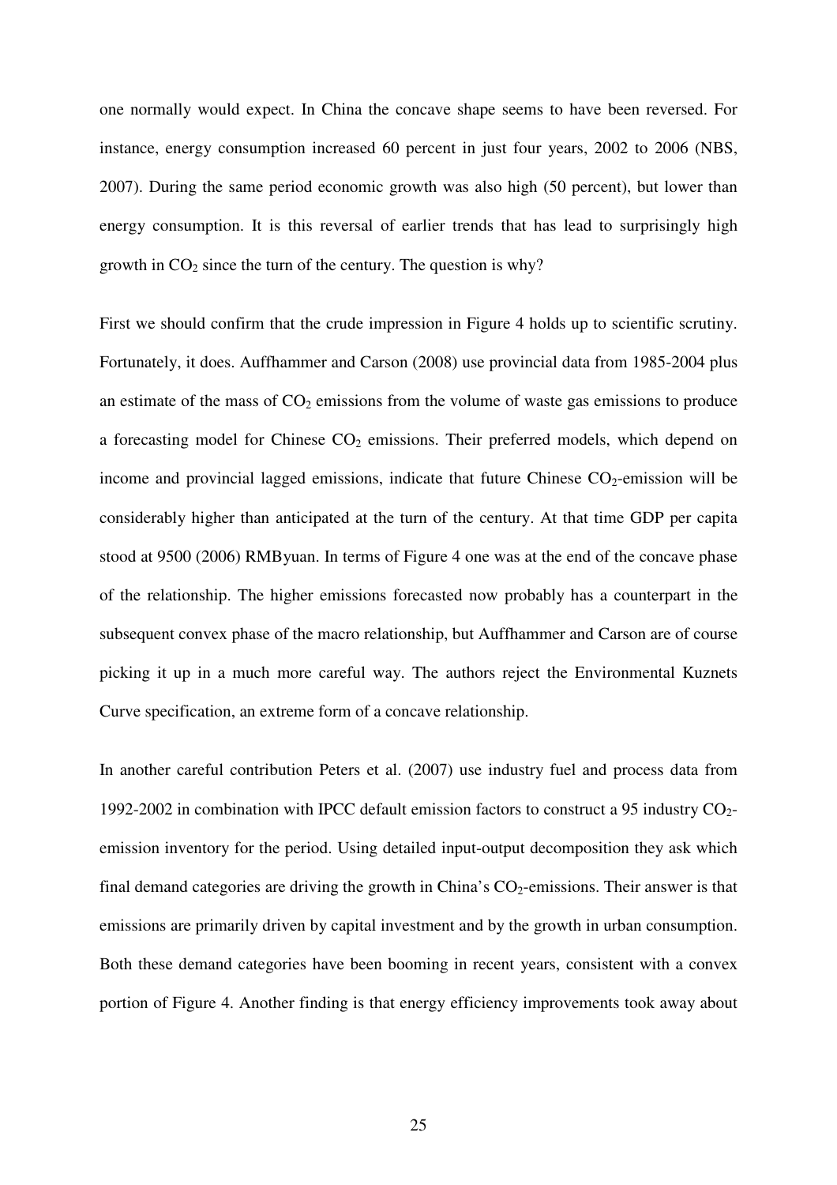one normally would expect. In China the concave shape seems to have been reversed. For instance, energy consumption increased 60 percent in just four years, 2002 to 2006 (NBS, 2007). During the same period economic growth was also high (50 percent), but lower than energy consumption. It is this reversal of earlier trends that has lead to surprisingly high growth in $CO_2$ since the turn of the century. The question is why?

First we should confirm that the crude impression in Figure 4 holds up to scientific scrutiny. Fortunately, it does. Auffhammer and Carson (2008) use provincial data from 1985-2004 plus an estimate of the mass of $CO_2$ emissions from the volume of waste gas emissions to produce a forecasting model for Chinese $CO_2$ emissions. Their preferred models, which depend on income and provincial lagged emissions, indicate that future Chinese $CO_2$-emission will be considerably higher than anticipated at the turn of the century. At that time GDP per capita stood at 9500 (2006) RMByuan. In terms of Figure 4 one was at the end of the concave phase of the relationship. The higher emissions forecasted now probably has a counterpart in the subsequent convex phase of the macro relationship, but Auffhammer and Carson are of course picking it up in a much more careful way. The authors reject the Environmental Kuznets Curve specification, an extreme form of a concave relationship.

In another careful contribution Peters et al. (2007) use industry fuel and process data from 1992-2002 in combination with IPCC default emission factors to construct a 95 industry $CO_2$-emission inventory for the period. Using detailed input-output decomposition they ask which final demand categories are driving the growth in China's $CO_2$-emissions. Their answer is that emissions are primarily driven by capital investment and by the growth in urban consumption. Both these demand categories have been booming in recent years, consistent with a convex portion of Figure 4. Another finding is that energy efficiency improvements took away about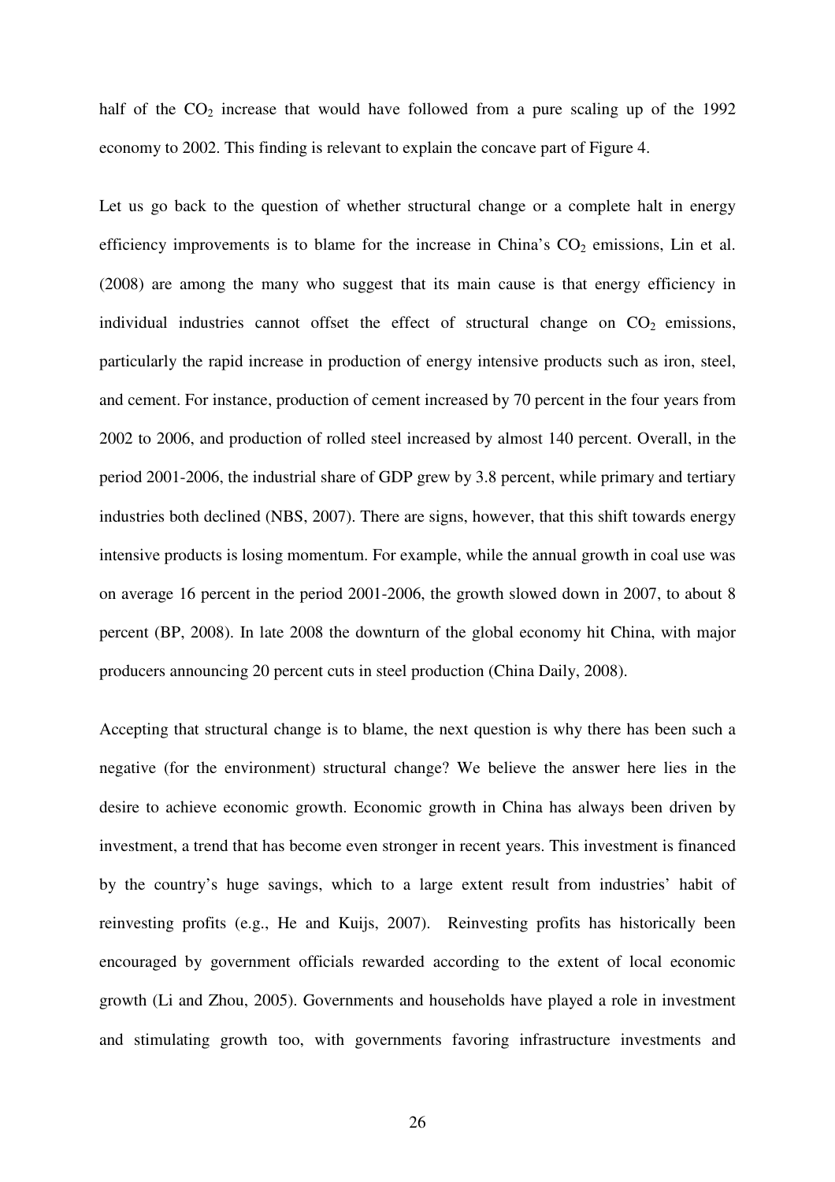half of the $CO_2$ increase that would have followed from a pure scaling up of the 1992 economy to 2002. This finding is relevant to explain the concave part of Figure 4.

Let us go back to the question of whether structural change or a complete halt in energy efficiency improvements is to blame for the increase in China's $CO_2$ emissions, Lin et al. (2008) are among the many who suggest that its main cause is that energy efficiency in individual industries cannot offset the effect of structural change on $CO_2$ emissions, particularly the rapid increase in production of energy intensive products such as iron, steel, and cement. For instance, production of cement increased by 70 percent in the four years from 2002 to 2006, and production of rolled steel increased by almost 140 percent. Overall, in the period 2001-2006, the industrial share of GDP grew by 3.8 percent, while primary and tertiary industries both declined (NBS, 2007). There are signs, however, that this shift towards energy intensive products is losing momentum. For example, while the annual growth in coal use was on average 16 percent in the period 2001-2006, the growth slowed down in 2007, to about 8 percent (BP, 2008). In late 2008 the downturn of the global economy hit China, with major producers announcing 20 percent cuts in steel production (China Daily, 2008).

Accepting that structural change is to blame, the next question is why there has been such a negative (for the environment) structural change? We believe the answer here lies in the desire to achieve economic growth. Economic growth in China has always been driven by investment, a trend that has become even stronger in recent years. This investment is financed by the country's huge savings, which to a large extent result from industries' habit of reinvesting profits (e.g., He and Kuijs, 2007). Reinvesting profits has historically been encouraged by government officials rewarded according to the extent of local economic growth (Li and Zhou, 2005). Governments and households have played a role in investment and stimulating growth too, with governments favoring infrastructure investments and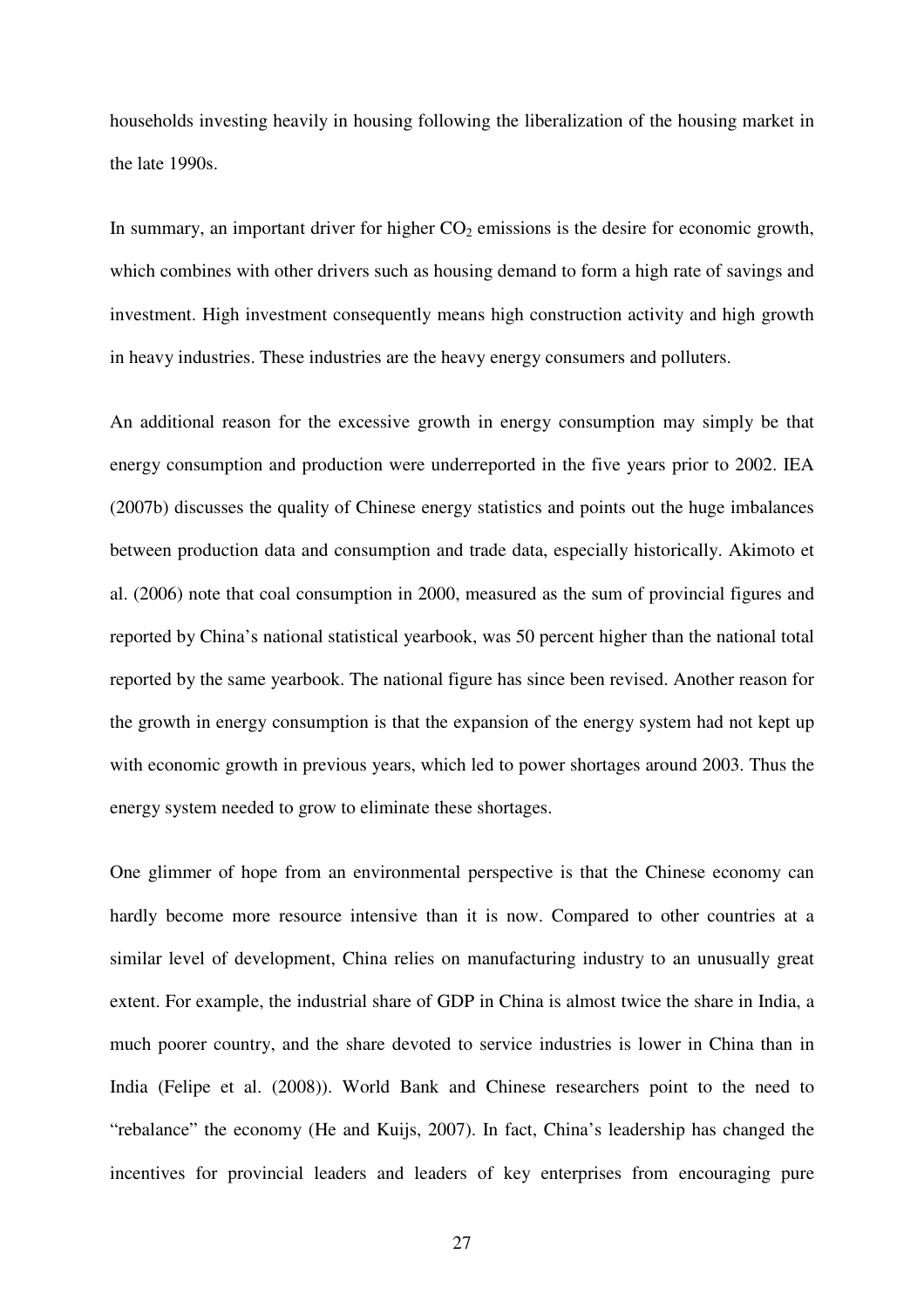households investing heavily in housing following the liberalization of the housing market in the late 1990s.

In summary, an important driver for higher $CO_2$ emissions is the desire for economic growth, which combines with other drivers such as housing demand to form a high rate of savings and investment. High investment consequently means high construction activity and high growth in heavy industries. These industries are the heavy energy consumers and polluters.

An additional reason for the excessive growth in energy consumption may simply be that energy consumption and production were underreported in the five years prior to 2002. IEA (2007b) discusses the quality of Chinese energy statistics and points out the huge imbalances between production data and consumption and trade data, especially historically. Akimoto et al. (2006) note that coal consumption in 2000, measured as the sum of provincial figures and reported by China's national statistical yearbook, was 50 percent higher than the national total reported by the same yearbook. The national figure has since been revised. Another reason for the growth in energy consumption is that the expansion of the energy system had not kept up with economic growth in previous years, which led to power shortages around 2003. Thus the energy system needed to grow to eliminate these shortages.

One glimmer of hope from an environmental perspective is that the Chinese economy can hardly become more resource intensive than it is now. Compared to other countries at a similar level of development, China relies on manufacturing industry to an unusually great extent. For example, the industrial share of GDP in China is almost twice the share in India, a much poorer country, and the share devoted to service industries is lower in China than in India (Felipe et al. (2008)). World Bank and Chinese researchers point to the need to "rebalance" the economy (He and Kuijs, 2007). In fact, China's leadership has changed the incentives for provincial leaders and leaders of key enterprises from encouraging pure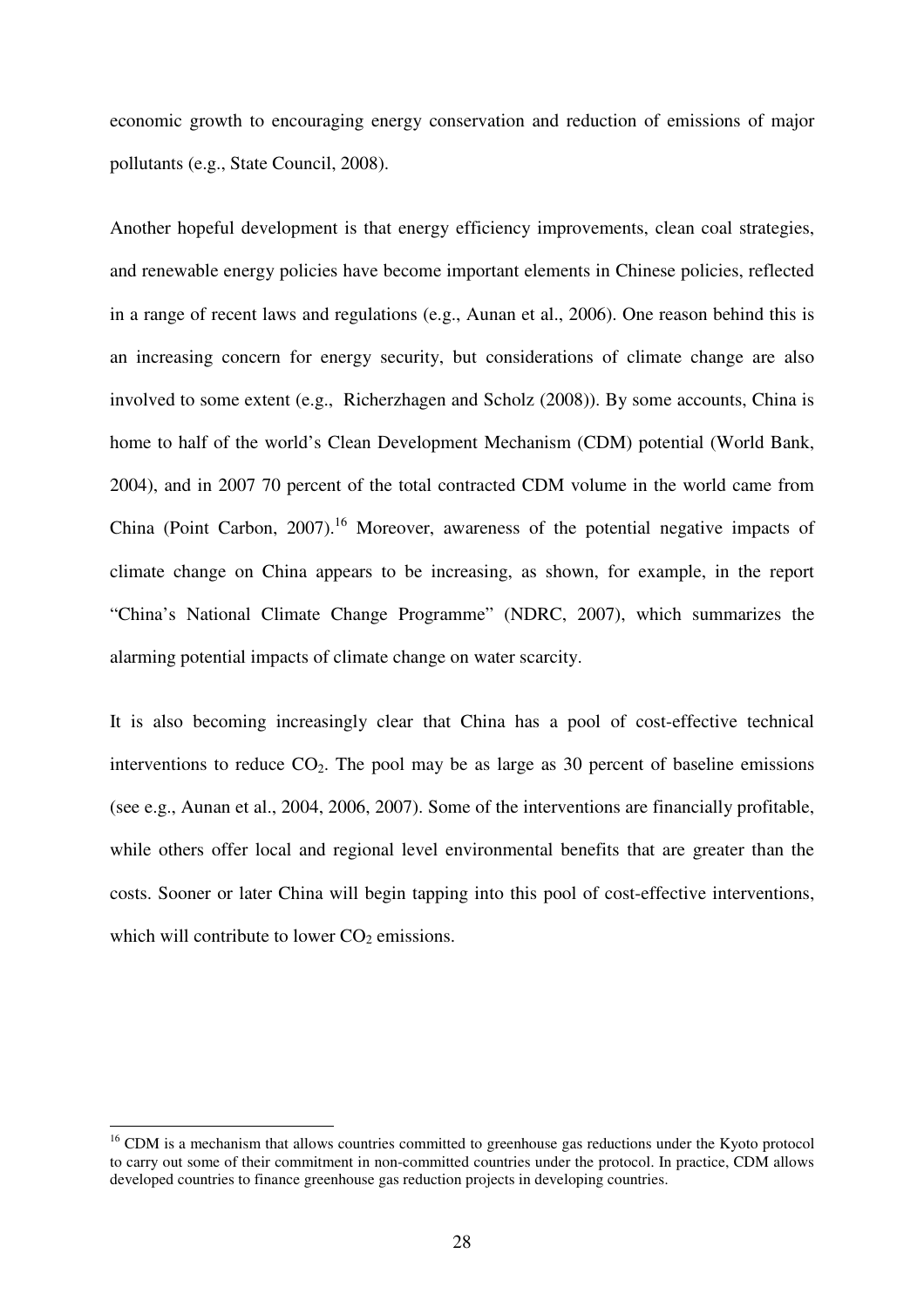economic growth to encouraging energy conservation and reduction of emissions of major pollutants (e.g., State Council, 2008).

Another hopeful development is that energy efficiency improvements, clean coal strategies, and renewable energy policies have become important elements in Chinese policies, reflected in a range of recent laws and regulations (e.g., Aunan et al., 2006). One reason behind this is an increasing concern for energy security, but considerations of climate change are also involved to some extent (e.g., Richerzhagen and Scholz (2008)). By some accounts, China is home to half of the world's Clean Development Mechanism (CDM) potential (World Bank, 2004), and in 2007 70 percent of the total contracted CDM volume in the world came from China (Point Carbon, 2007).[16] Moreover, awareness of the potential negative impacts of climate change on China appears to be increasing, as shown, for example, in the report "China's National Climate Change Programme" (NDRC, 2007), which summarizes the alarming potential impacts of climate change on water scarcity.

It is also becoming increasingly clear that China has a pool of cost-effective technical interventions to reduce $CO_2$. The pool may be as large as 30 percent of baseline emissions (see e.g., Aunan et al., 2004, 2006, 2007). Some of the interventions are financially profitable, while others offer local and regional level environmental benefits that are greater than the costs. Sooner or later China will begin tapping into this pool of cost-effective interventions, which will contribute to lower $CO_2$ emissions.

[16] CDM is a mechanism that allows countries committed to greenhouse gas reductions under the Kyoto protocol to carry out some of their commitment in non-committed countries under the protocol. In practice, CDM allows developed countries to finance greenhouse gas reduction projects in developing countries.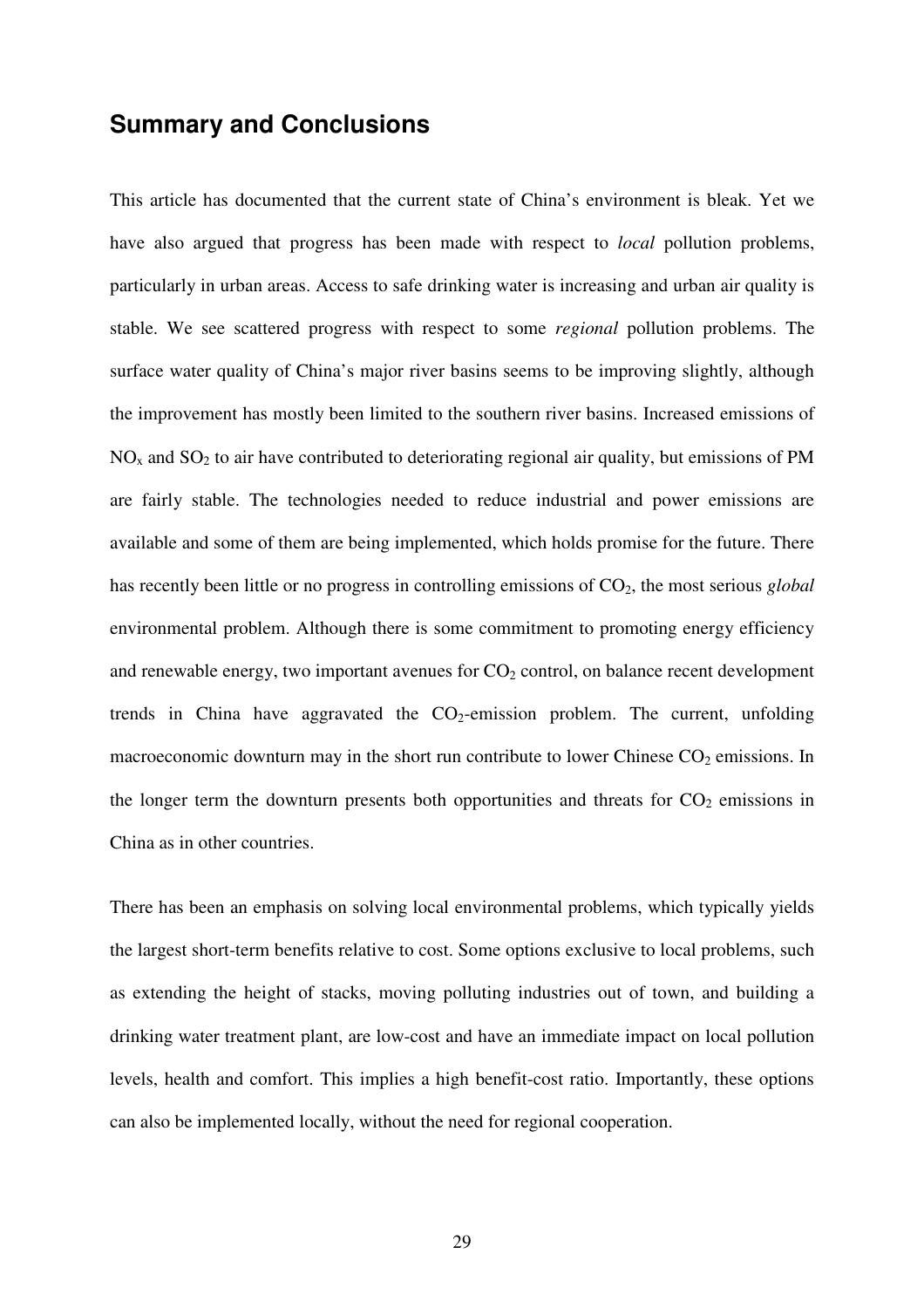## Summary and Conclusions

This article has documented that the current state of China's environment is bleak. Yet we have also argued that progress has been made with respect to *local* pollution problems, particularly in urban areas. Access to safe drinking water is increasing and urban air quality is stable. We see scattered progress with respect to some *regional* pollution problems. The surface water quality of China's major river basins seems to be improving slightly, although the improvement has mostly been limited to the southern river basins. Increased emissions of $NO_x$ and $SO_2$ to air have contributed to deteriorating regional air quality, but emissions of PM are fairly stable. The technologies needed to reduce industrial and power emissions are available and some of them are being implemented, which holds promise for the future. There has recently been little or no progress in controlling emissions of $CO_2$, the most serious *global* environmental problem. Although there is some commitment to promoting energy efficiency and renewable energy, two important avenues for $CO_2$ control, on balance recent development trends in China have aggravated the $CO_2$-emission problem. The current, unfolding macroeconomic downturn may in the short run contribute to lower Chinese $CO_2$ emissions. In the longer term the downturn presents both opportunities and threats for $CO_2$ emissions in China as in other countries.

There has been an emphasis on solving local environmental problems, which typically yields the largest short-term benefits relative to cost. Some options exclusive to local problems, such as extending the height of stacks, moving polluting industries out of town, and building a drinking water treatment plant, are low-cost and have an immediate impact on local pollution levels, health and comfort. This implies a high benefit-cost ratio. Importantly, these options can also be implemented locally, without the need for regional cooperation.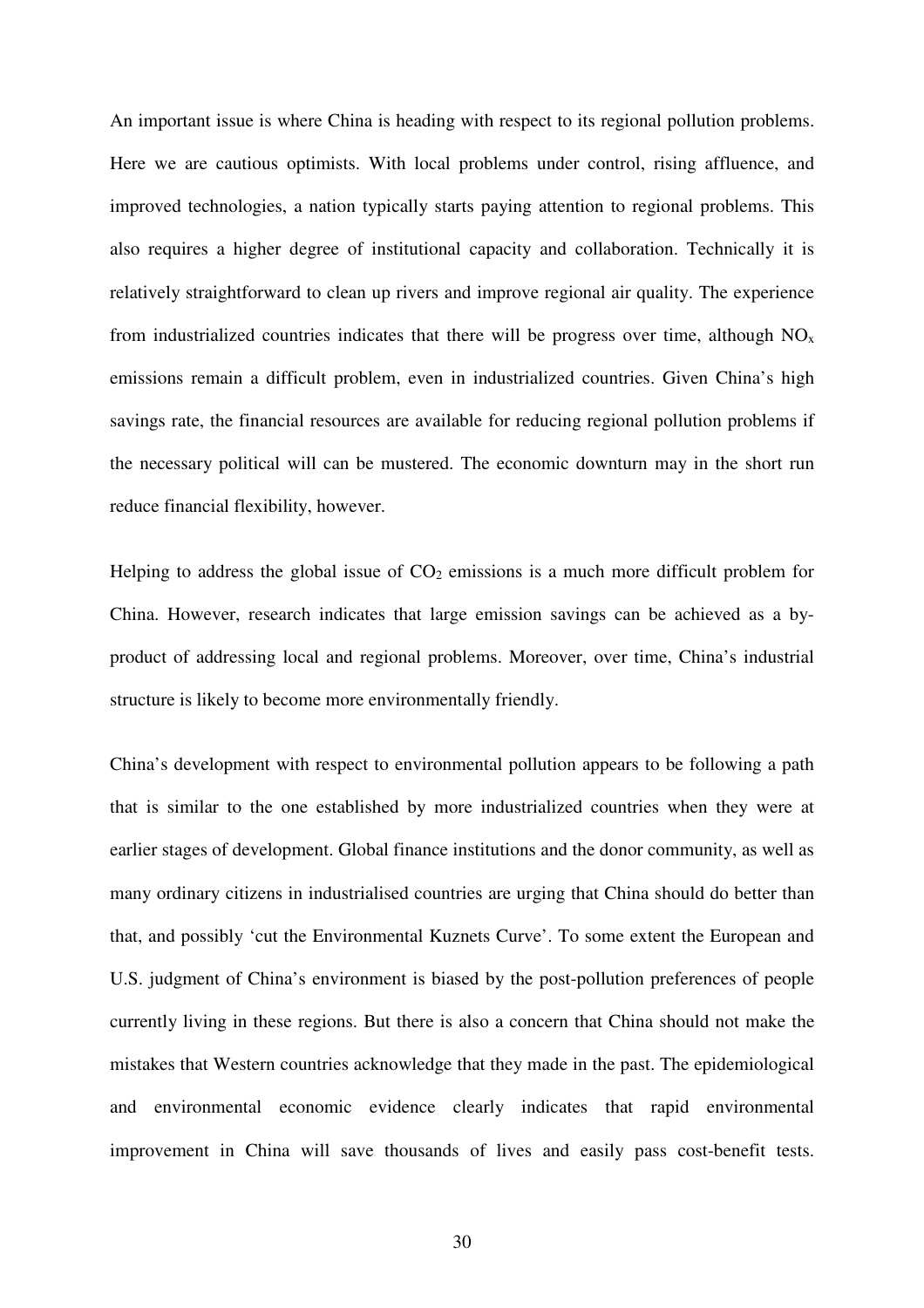An important issue is where China is heading with respect to its regional pollution problems. Here we are cautious optimists. With local problems under control, rising affluence, and improved technologies, a nation typically starts paying attention to regional problems. This also requires a higher degree of institutional capacity and collaboration. Technically it is relatively straightforward to clean up rivers and improve regional air quality. The experience from industrialized countries indicates that there will be progress over time, although $NO_x$ emissions remain a difficult problem, even in industrialized countries. Given China's high savings rate, the financial resources are available for reducing regional pollution problems if the necessary political will can be mustered. The economic downturn may in the short run reduce financial flexibility, however.

Helping to address the global issue of $CO_2$ emissions is a much more difficult problem for China. However, research indicates that large emission savings can be achieved as a by-product of addressing local and regional problems. Moreover, over time, China's industrial structure is likely to become more environmentally friendly.

China's development with respect to environmental pollution appears to be following a path that is similar to the one established by more industrialized countries when they were at earlier stages of development. Global finance institutions and the donor community, as well as many ordinary citizens in industrialised countries are urging that China should do better than that, and possibly 'cut the Environmental Kuznets Curve'. To some extent the European and U.S. judgment of China's environment is biased by the post-pollution preferences of people currently living in these regions. But there is also a concern that China should not make the mistakes that Western countries acknowledge that they made in the past. The epidemiological and environmental economic evidence clearly indicates that rapid environmental improvement in China will save thousands of lives and easily pass cost-benefit tests.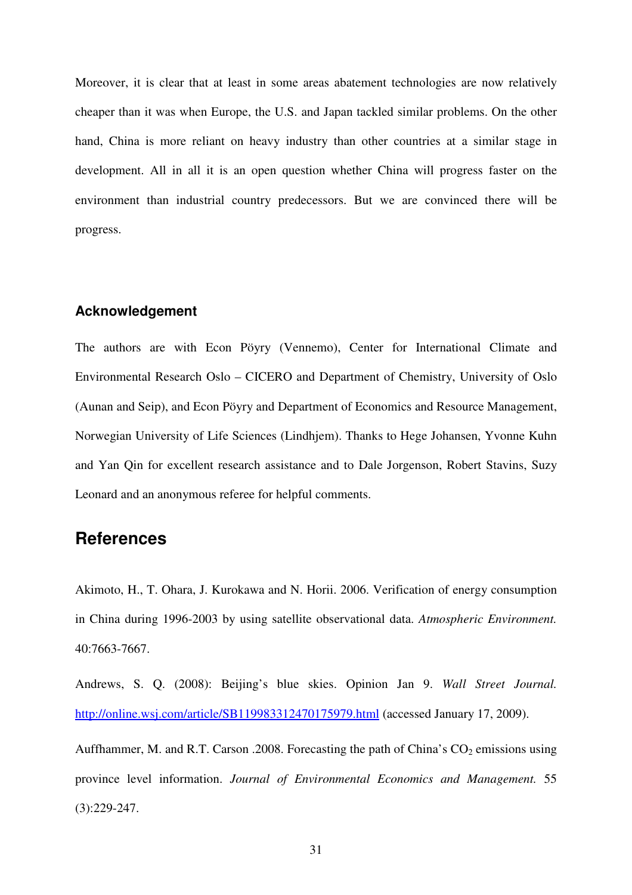Moreover, it is clear that at least in some areas abatement technologies are now relatively cheaper than it was when Europe, the U.S. and Japan tackled similar problems. On the other hand, China is more reliant on heavy industry than other countries at a similar stage in development. All in all it is an open question whether China will progress faster on the environment than industrial country predecessors. But we are convinced there will be progress.

### Acknowledgement

The authors are with Econ Pöyry (Vennemo), Center for International Climate and Environmental Research Oslo – CICERO and Department of Chemistry, University of Oslo (Aunan and Seip), and Econ Pöyry and Department of Economics and Resource Management, Norwegian University of Life Sciences (Lindhjem). Thanks to Hege Johansen, Yvonne Kuhn and Yan Qin for excellent research assistance and to Dale Jorgenson, Robert Stavins, Suzy Leonard and an anonymous referee for helpful comments.

## References

Akimoto, H., T. Ohara, J. Kurokawa and N. Horii. 2006. Verification of energy consumption in China during 1996-2003 by using satellite observational data. *Atmospheric Environment.* 40:7663-7667.

Andrews, S. Q. (2008): Beijing's blue skies. Opinion Jan 9. *Wall Street Journal.* http://online.wsj.com/article/SB119983312470175979.html (accessed January 17, 2009).

Auffhammer, M. and R.T. Carson .2008. Forecasting the path of China's $CO_2$ emissions using province level information. *Journal of Environmental Economics and Management.* 55 (3):229-247.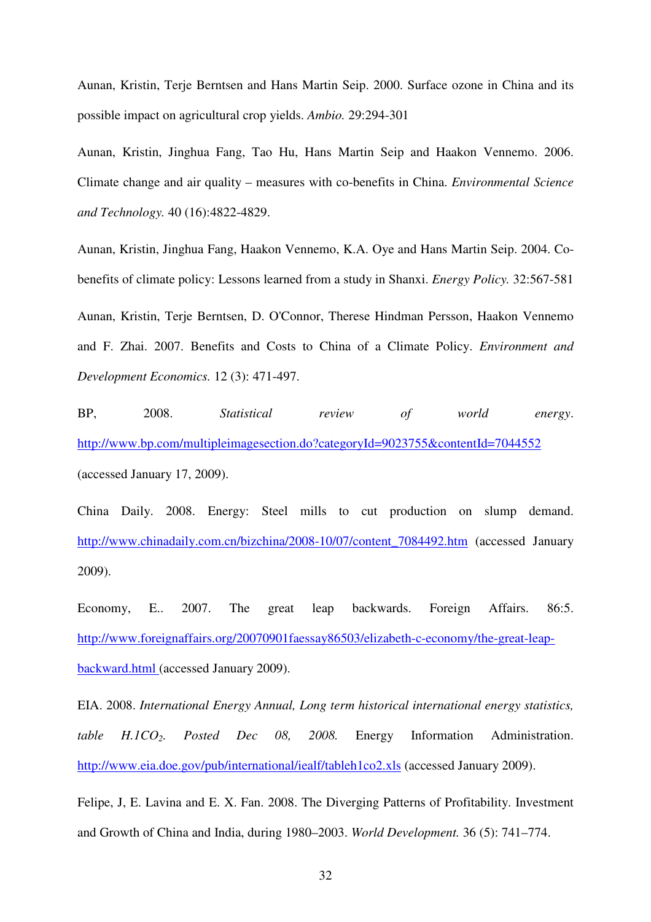Aunan, Kristin, Terje Berntsen and Hans Martin Seip. 2000. Surface ozone in China and its possible impact on agricultural crop yields. *Ambio.* 29:294-301

Aunan, Kristin, Jinghua Fang, Tao Hu, Hans Martin Seip and Haakon Vennemo. 2006. Climate change and air quality – measures with co-benefits in China. *Environmental Science and Technology.* 40 (16):4822-4829.

Aunan, Kristin, Jinghua Fang, Haakon Vennemo, K.A. Oye and Hans Martin Seip. 2004. Co-benefits of climate policy: Lessons learned from a study in Shanxi. *Energy Policy.* 32:567-581

Aunan, Kristin, Terje Berntsen, D. O'Connor, Therese Hindman Persson, Haakon Vennemo and F. Zhai. 2007. Benefits and Costs to China of a Climate Policy. *Environment and Development Economics.* 12 (3): 471-497.

BP, 2008. *Statistical review of world energy*. http://www.bp.com/multipleimagesection.do?categoryId=9023755&contentId=7044552 (accessed January 17, 2009).

China Daily. 2008. Energy: Steel mills to cut production on slump demand. http://www.chinadaily.com.cn/bizchina/2008-10/07/content_7084492.htm (accessed January 2009).

Economy, E.. 2007. The great leap backwards. Foreign Affairs. 86:5. http://www.foreignaffairs.org/20070901faessay86503/elizabeth-c-economy/the-great-leap-backward.html (accessed January 2009).

EIA. 2008. *International Energy Annual, Long term historical international energy statistics, table H.1CO$_2$. Posted Dec 08, 2008.* Energy Information Administration. http://www.eia.doe.gov/pub/international/iealf/tableh1co2.xls (accessed January 2009).

Felipe, J, E. Lavina and E. X. Fan. 2008. The Diverging Patterns of Profitability. Investment and Growth of China and India, during 1980–2003. *World Development.* 36 (5): 741–774.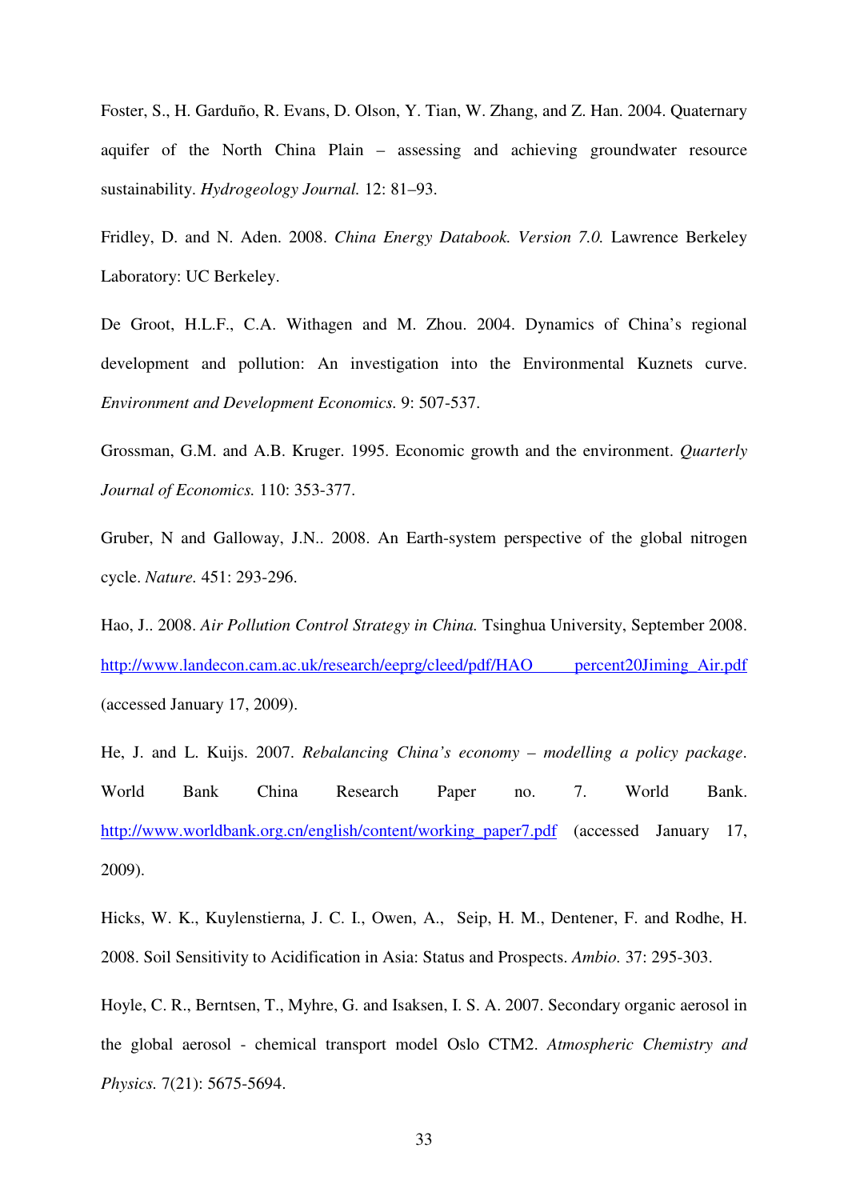Foster, S., H. Garduño, R. Evans, D. Olson, Y. Tian, W. Zhang, and Z. Han. 2004. Quaternary aquifer of the North China Plain – assessing and achieving groundwater resource sustainability. *Hydrogeology Journal.* 12: 81–93.

Fridley, D. and N. Aden. 2008. *China Energy Databook. Version 7.0.* Lawrence Berkeley Laboratory: UC Berkeley.

De Groot, H.L.F., C.A. Withagen and M. Zhou. 2004. Dynamics of China's regional development and pollution: An investigation into the Environmental Kuznets curve. *Environment and Development Economics.* 9: 507-537.

Grossman, G.M. and A.B. Kruger. 1995. Economic growth and the environment. *Quarterly Journal of Economics.* 110: 353-377.

Gruber, N and Galloway, J.N.. 2008. An Earth-system perspective of the global nitrogen cycle. *Nature.* 451: 293-296.

Hao, J.. 2008. *Air Pollution Control Strategy in China.* Tsinghua University, September 2008. http://www.landecon.cam.ac.uk/research/eeprg/cleed/pdf/HAO percent20Jiming_Air.pdf (accessed January 17, 2009).

He, J. and L. Kuijs. 2007. *Rebalancing China's economy – modelling a policy package*. World Bank China Research Paper no. 7. World Bank. http://www.worldbank.org.cn/english/content/working_paper7.pdf (accessed January 17, 2009).

Hicks, W. K., Kuylenstierna, J. C. I., Owen, A., Seip, H. M., Dentener, F. and Rodhe, H. 2008. Soil Sensitivity to Acidification in Asia: Status and Prospects. *Ambio.* 37: 295-303.

Hoyle, C. R., Berntsen, T., Myhre, G. and Isaksen, I. S. A. 2007. Secondary organic aerosol in the global aerosol - chemical transport model Oslo CTM2. *Atmospheric Chemistry and Physics.* 7(21): 5675-5694.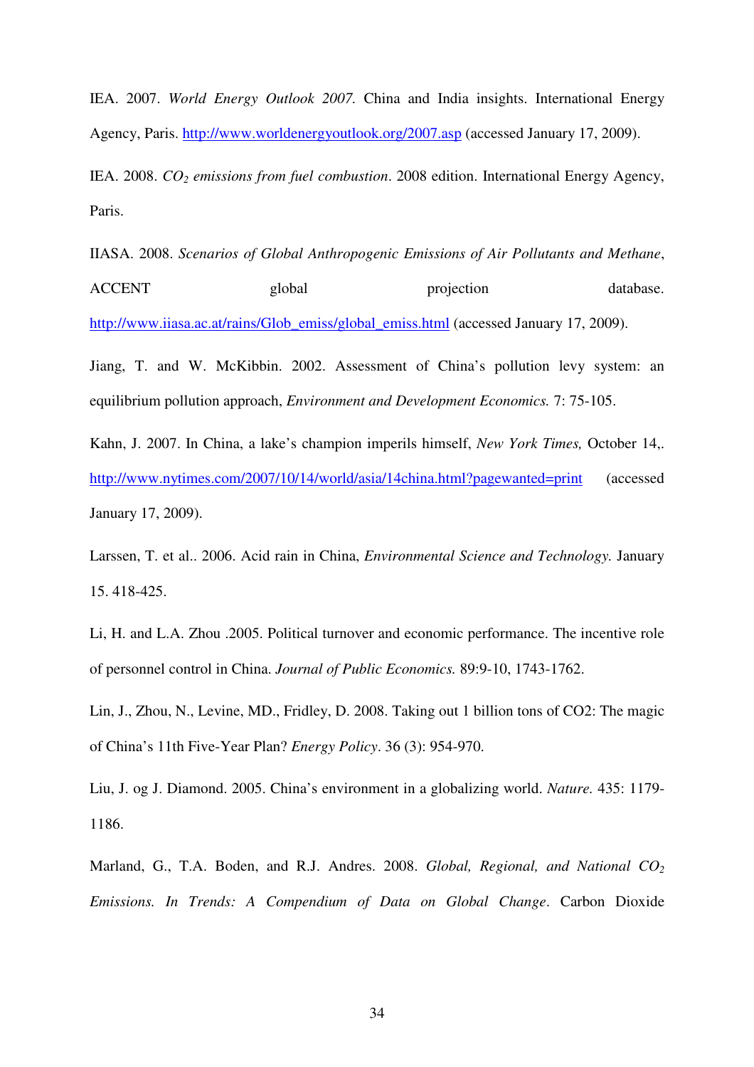IEA. 2007. *World Energy Outlook 2007.* China and India insights. International Energy Agency, Paris. http://www.worldenergyoutlook.org/2007.asp (accessed January 17, 2009).

IEA. 2008. *$CO_2$ emissions from fuel combustion*. 2008 edition. International Energy Agency, Paris.

IIASA. 2008. *Scenarios of Global Anthropogenic Emissions of Air Pollutants and Methane*, ACCENT global projection database. http://www.iiasa.ac.at/rains/Glob_emiss/global_emiss.html (accessed January 17, 2009).

Jiang, T. and W. McKibbin. 2002. Assessment of China's pollution levy system: an equilibrium pollution approach, *Environment and Development Economics.* 7: 75-105.

Kahn, J. 2007. In China, a lake's champion imperils himself, *New York Times,* October 14,. http://www.nytimes.com/2007/10/14/world/asia/14china.html?pagewanted=print (accessed January 17, 2009).

Larssen, T. et al.. 2006. Acid rain in China, *Environmental Science and Technology.* January 15. 418-425.

Li, H. and L.A. Zhou .2005. Political turnover and economic performance. The incentive role of personnel control in China. *Journal of Public Economics.* 89:9-10, 1743-1762.

Lin, J., Zhou, N., Levine, MD., Fridley, D. 2008. Taking out 1 billion tons of CO2: The magic of China's 11th Five-Year Plan? *Energy Policy*. 36 (3): 954-970.

Liu, J. og J. Diamond. 2005. China's environment in a globalizing world. *Nature.* 435: 1179-1186.

Marland, G., T.A. Boden, and R.J. Andres. 2008. *Global, Regional, and National $CO_2$ Emissions. In Trends: A Compendium of Data on Global Change*. Carbon Dioxide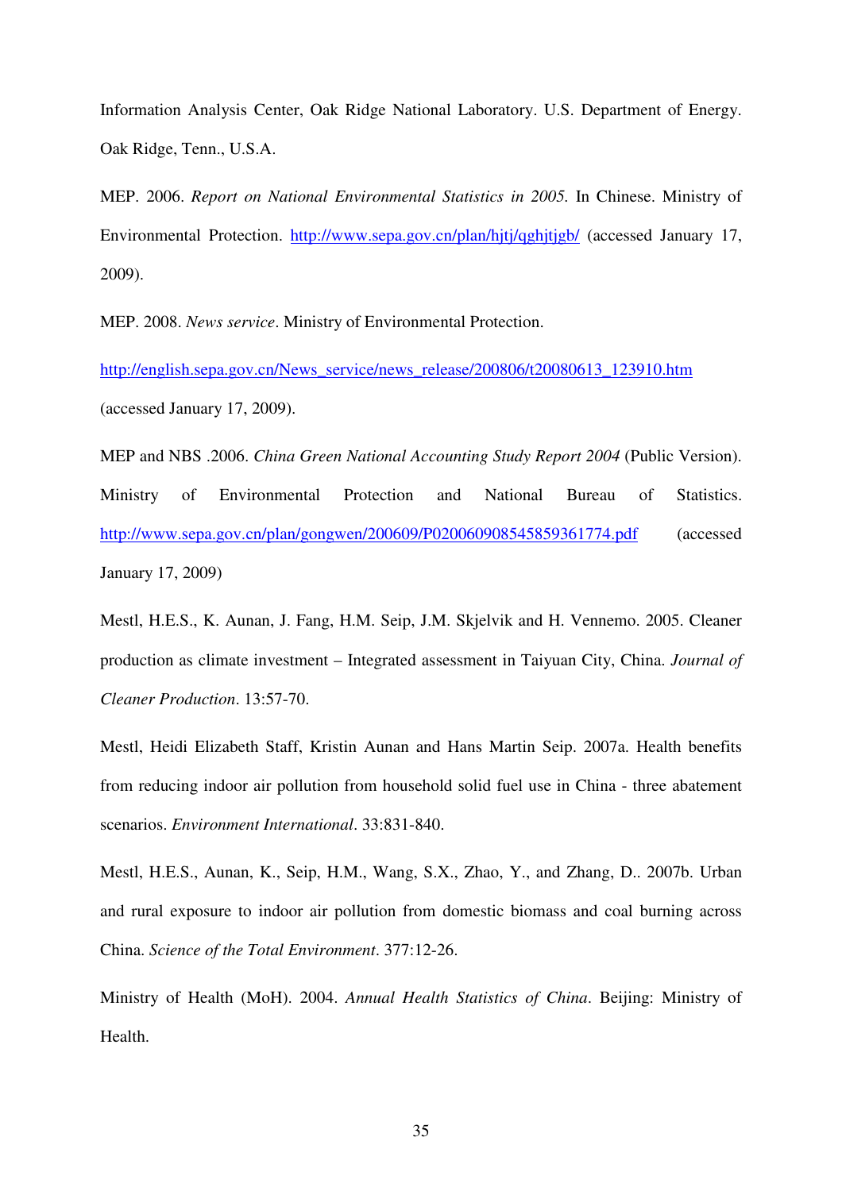Information Analysis Center, Oak Ridge National Laboratory. U.S. Department of Energy. Oak Ridge, Tenn., U.S.A.

MEP. 2006. *Report on National Environmental Statistics in 2005.* In Chinese. Ministry of Environmental Protection. http://www.sepa.gov.cn/plan/hjtj/qghjtjgb/ (accessed January 17, 2009).

MEP. 2008. *News service*. Ministry of Environmental Protection.

http://english.sepa.gov.cn/News_service/news_release/200806/t20080613_123910.htm (accessed January 17, 2009).

MEP and NBS .2006. *China Green National Accounting Study Report 2004* (Public Version). Ministry of Environmental Protection and National Bureau of Statistics. http://www.sepa.gov.cn/plan/gongwen/200609/P020060908545859361774.pdf (accessed January 17, 2009)

Mestl, H.E.S., K. Aunan, J. Fang, H.M. Seip, J.M. Skjelvik and H. Vennemo. 2005. Cleaner production as climate investment – Integrated assessment in Taiyuan City, China. *Journal of Cleaner Production*. 13:57-70.

Mestl, Heidi Elizabeth Staff, Kristin Aunan and Hans Martin Seip. 2007a. Health benefits from reducing indoor air pollution from household solid fuel use in China - three abatement scenarios. *Environment International*. 33:831-840.

Mestl, H.E.S., Aunan, K., Seip, H.M., Wang, S.X., Zhao, Y., and Zhang, D.. 2007b. Urban and rural exposure to indoor air pollution from domestic biomass and coal burning across China. *Science of the Total Environment*. 377:12-26.

Ministry of Health (MoH). 2004. *Annual Health Statistics of China*. Beijing: Ministry of Health.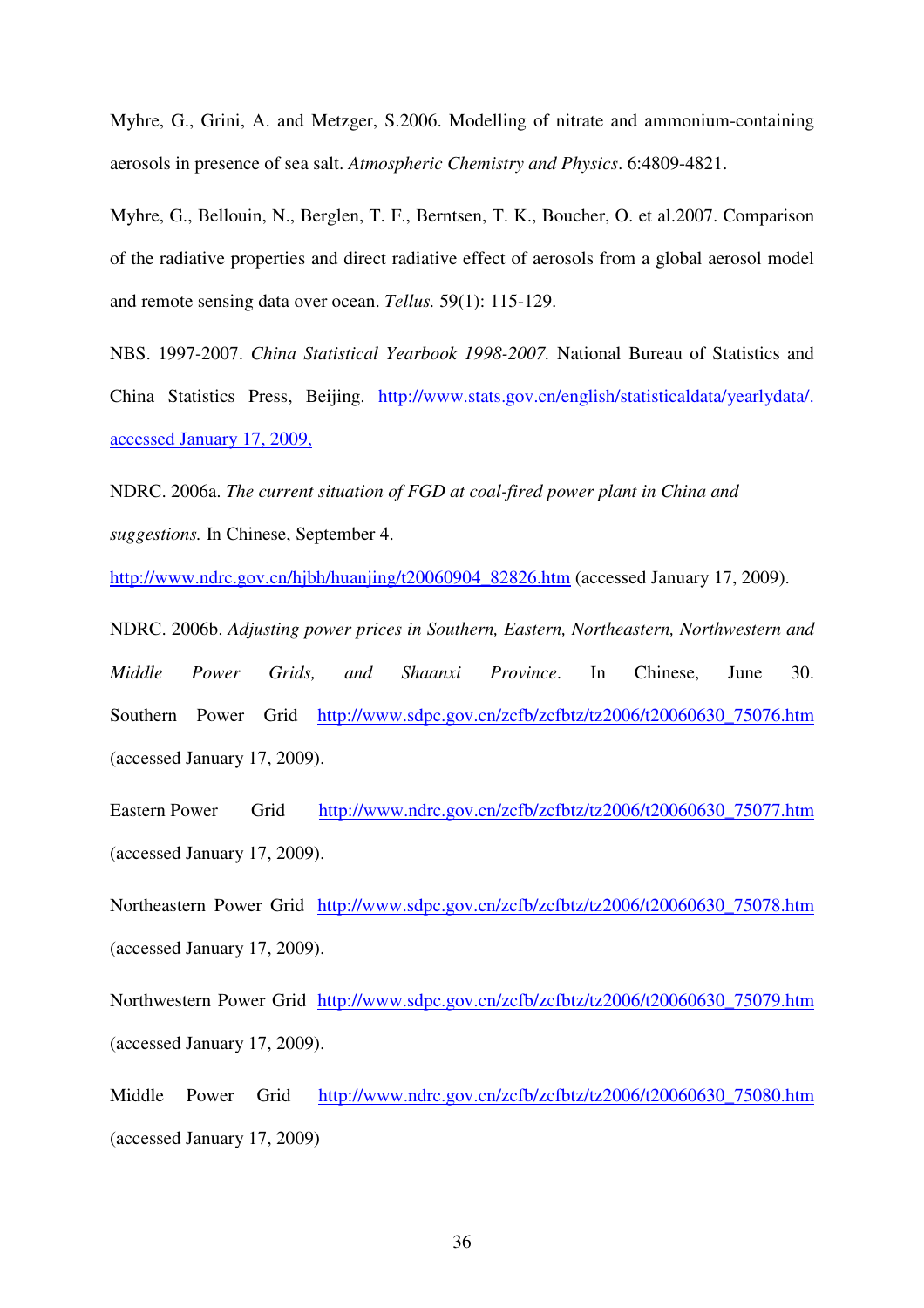Myhre, G., Grini, A. and Metzger, S.2006. Modelling of nitrate and ammonium-containing aerosols in presence of sea salt. *Atmospheric Chemistry and Physics*. 6:4809-4821.

Myhre, G., Bellouin, N., Berglen, T. F., Berntsen, T. K., Boucher, O. et al.2007. Comparison of the radiative properties and direct radiative effect of aerosols from a global aerosol model and remote sensing data over ocean. *Tellus.* 59(1): 115-129.

NBS. 1997-2007. *China Statistical Yearbook 1998-2007.* National Bureau of Statistics and China Statistics Press, Beijing. http://www.stats.gov.cn/english/statisticaldata/yearlydata/. accessed January 17, 2009,

NDRC. 2006a. *The current situation of FGD at coal-fired power plant in China and suggestions.* In Chinese, September 4.

http://www.ndrc.gov.cn/hjbh/huanjing/t20060904_82826.htm (accessed January 17, 2009).

NDRC. 2006b. *Adjusting power prices in Southern, Eastern, Northeastern, Northwestern and Middle Power Grids, and Shaanxi Province*. In Chinese, June 30. Southern Power Grid http://www.sdpc.gov.cn/zcfb/zcfbtz/tz2006/t20060630_75076.htm (accessed January 17, 2009).

Eastern Power Grid http://www.ndrc.gov.cn/zcfb/zcfbtz/tz2006/t20060630_75077.htm (accessed January 17, 2009).

Northeastern Power Grid http://www.sdpc.gov.cn/zcfb/zcfbtz/tz2006/t20060630_75078.htm (accessed January 17, 2009).

Northwestern Power Grid http://www.sdpc.gov.cn/zcfb/zcfbtz/tz2006/t20060630_75079.htm (accessed January 17, 2009).

Middle Power Grid http://www.ndrc.gov.cn/zcfb/zcfbtz/tz2006/t20060630_75080.htm (accessed January 17, 2009)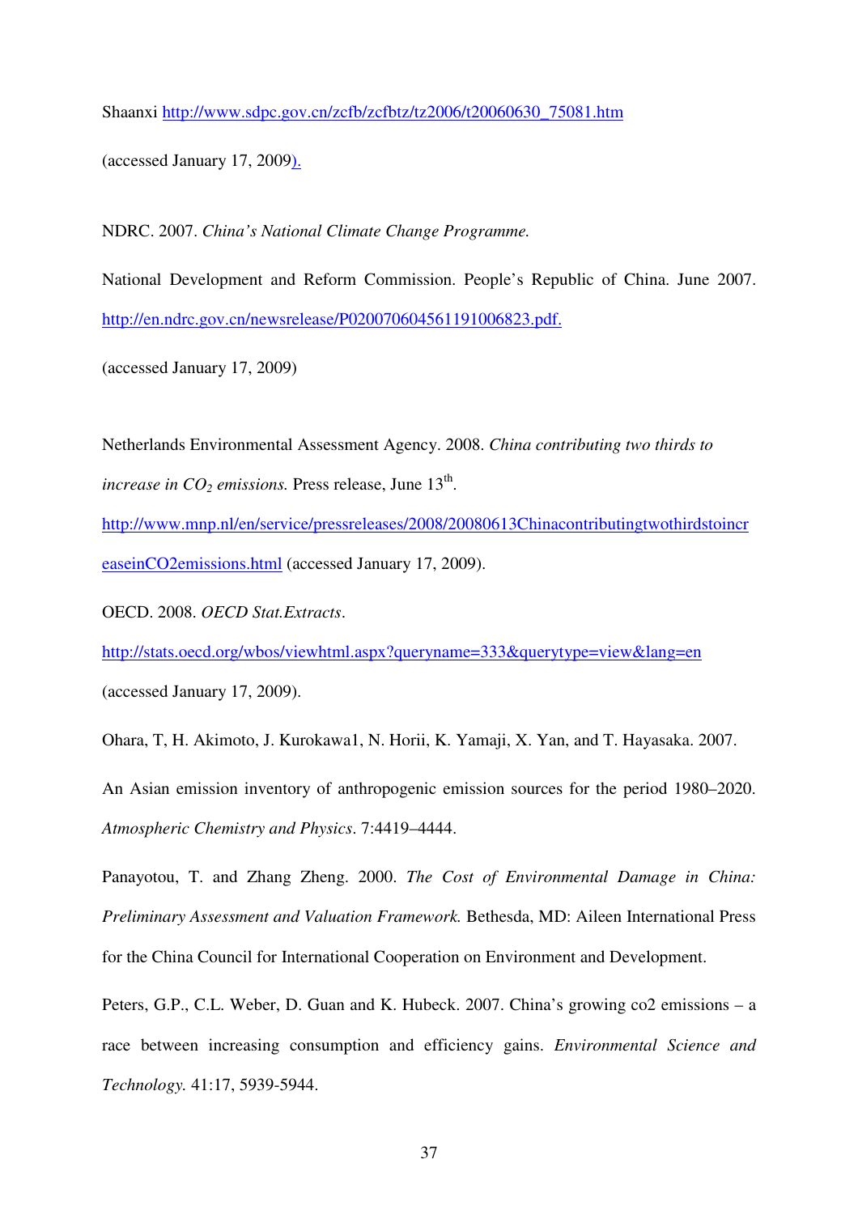Shaanxi http://www.sdpc.gov.cn/zcfb/zcfbtz/tz2006/t20060630_75081.htm

(accessed January 17, 2009).

NDRC. 2007. *China's National Climate Change Programme.*

National Development and Reform Commission. People's Republic of China. June 2007. http://en.ndrc.gov.cn/newsrelease/P020070604561191006823.pdf.

(accessed January 17, 2009)

Netherlands Environmental Assessment Agency. 2008. *China contributing two thirds to increase in $CO_2$ emissions.* Press release, June 13$^{th}$.

http://www.mnp.nl/en/service/pressreleases/2008/20080613ChinacontributingtwothirdstoincreaseinCO2emissions.html (accessed January 17, 2009).

OECD. 2008. *OECD Stat.Extracts*.

http://stats.oecd.org/wbos/viewhtml.aspx?queryname=333&querytype=view&lang=en

(accessed January 17, 2009).

Ohara, T, H. Akimoto, J. Kurokawa1, N. Horii, K. Yamaji, X. Yan, and T. Hayasaka. 2007.

An Asian emission inventory of anthropogenic emission sources for the period 1980–2020. *Atmospheric Chemistry and Physics*. 7:4419–4444.

Panayotou, T. and Zhang Zheng. 2000. *The Cost of Environmental Damage in China: Preliminary Assessment and Valuation Framework.* Bethesda, MD: Aileen International Press for the China Council for International Cooperation on Environment and Development.

Peters, G.P., C.L. Weber, D. Guan and K. Hubeck. 2007. China's growing co2 emissions – a race between increasing consumption and efficiency gains. *Environmental Science and Technology.* 41:17, 5939-5944.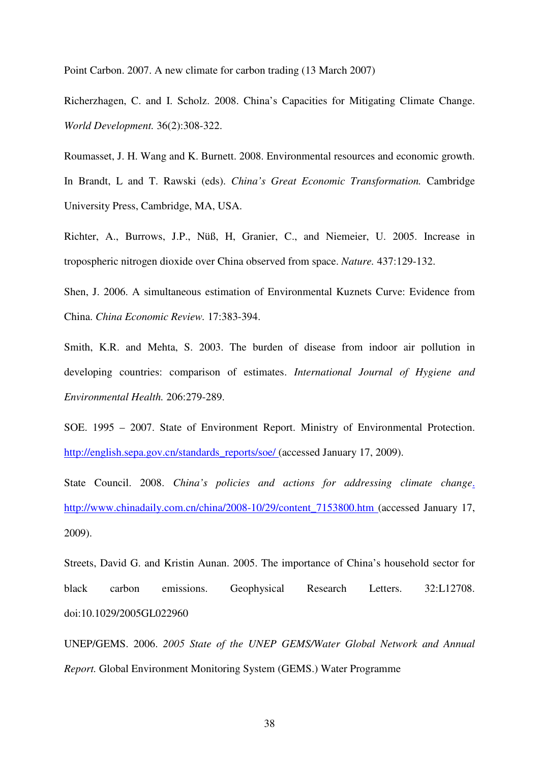Point Carbon. 2007. A new climate for carbon trading (13 March 2007)

Richerzhagen, C. and I. Scholz. 2008. China's Capacities for Mitigating Climate Change. *World Development.* 36(2):308-322.

Roumasset, J. H. Wang and K. Burnett. 2008. Environmental resources and economic growth. In Brandt, L and T. Rawski (eds). *China's Great Economic Transformation.* Cambridge University Press, Cambridge, MA, USA.

Richter, A., Burrows, J.P., Nüß, H, Granier, C., and Niemeier, U. 2005. Increase in tropospheric nitrogen dioxide over China observed from space. *Nature.* 437:129-132.

Shen, J. 2006. A simultaneous estimation of Environmental Kuznets Curve: Evidence from China. *China Economic Review.* 17:383-394.

Smith, K.R. and Mehta, S. 2003. The burden of disease from indoor air pollution in developing countries: comparison of estimates. *International Journal of Hygiene and Environmental Health.* 206:279-289.

SOE. 1995 – 2007. State of Environment Report. Ministry of Environmental Protection. http://english.sepa.gov.cn/standards_reports/soe/ (accessed January 17, 2009).

State Council. 2008. *China's policies and actions for addressing climate change.* http://www.chinadaily.com.cn/china/2008-10/29/content_7153800.htm (accessed January 17, 2009).

Streets, David G. and Kristin Aunan. 2005. The importance of China's household sector for black carbon emissions. Geophysical Research Letters. 32:L12708. doi:10.1029/2005GL022960

UNEP/GEMS. 2006. *2005 State of the UNEP GEMS/Water Global Network and Annual Report.* Global Environment Monitoring System (GEMS.) Water Programme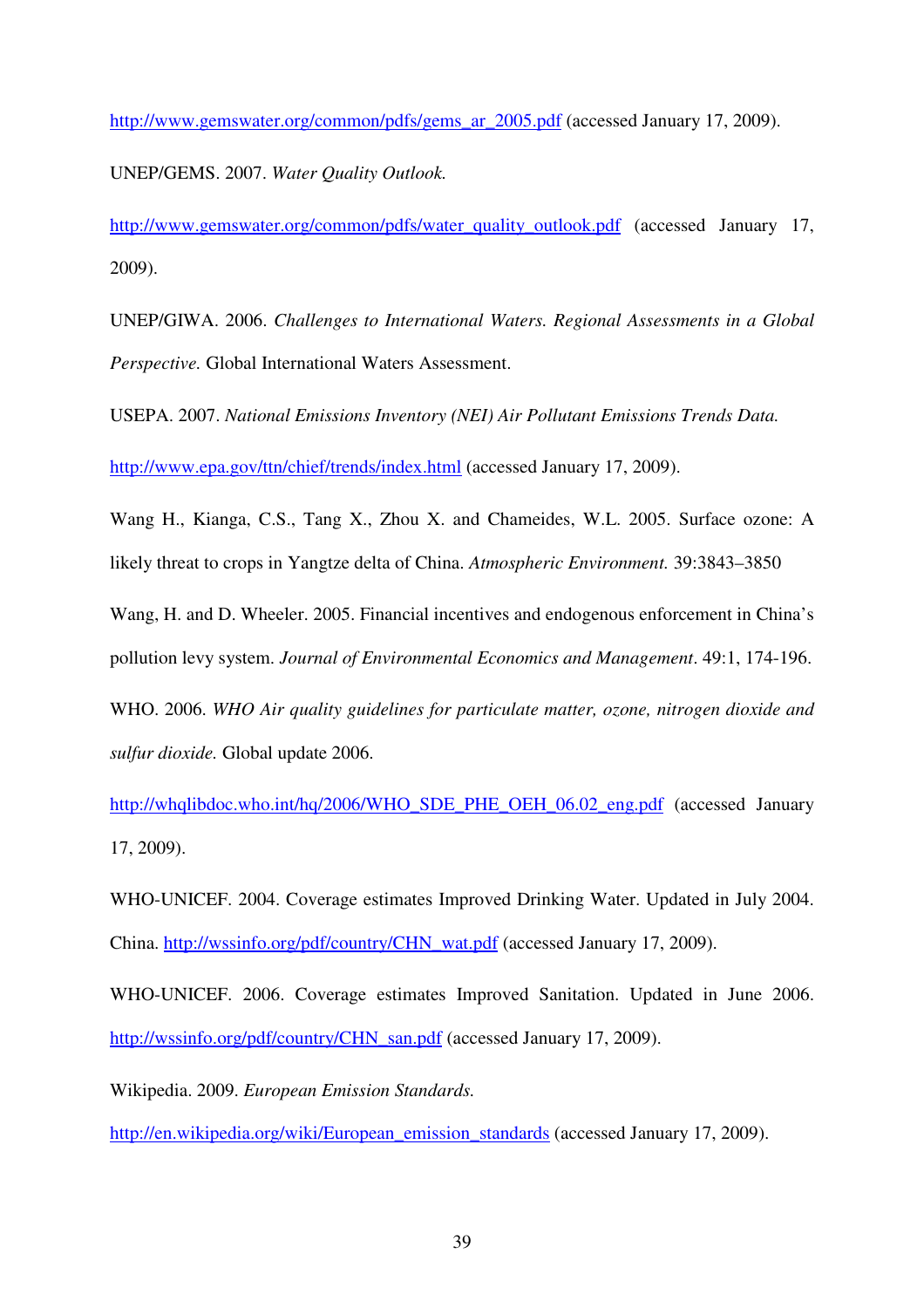http://www.gemswater.org/common/pdfs/gems_ar_2005.pdf (accessed January 17, 2009).

UNEP/GEMS. 2007. *Water Quality Outlook.*

http://www.gemswater.org/common/pdfs/water_quality_outlook.pdf (accessed January 17, 2009).

UNEP/GIWA. 2006. *Challenges to International Waters. Regional Assessments in a Global Perspective.* Global International Waters Assessment.

USEPA. 2007. *National Emissions Inventory (NEI) Air Pollutant Emissions Trends Data.*

http://www.epa.gov/ttn/chief/trends/index.html (accessed January 17, 2009).

Wang H., Kianga, C.S., Tang X., Zhou X. and Chameides, W.L. 2005. Surface ozone: A likely threat to crops in Yangtze delta of China. *Atmospheric Environment.* 39:3843–3850

Wang, H. and D. Wheeler. 2005. Financial incentives and endogenous enforcement in China's pollution levy system. *Journal of Environmental Economics and Management*. 49:1, 174-196.

WHO. 2006. *WHO Air quality guidelines for particulate matter, ozone, nitrogen dioxide and sulfur dioxide.* Global update 2006.

http://whqlibdoc.who.int/hq/2006/WHO_SDE_PHE_OEH_06.02_eng.pdf (accessed January 17, 2009).

WHO-UNICEF. 2004. Coverage estimates Improved Drinking Water. Updated in July 2004. China. http://wssinfo.org/pdf/country/CHN_wat.pdf (accessed January 17, 2009).

WHO-UNICEF. 2006. Coverage estimates Improved Sanitation. Updated in June 2006. http://wssinfo.org/pdf/country/CHN_san.pdf (accessed January 17, 2009).

Wikipedia. 2009. *European Emission Standards.*

http://en.wikipedia.org/wiki/European_emission_standards (accessed January 17, 2009).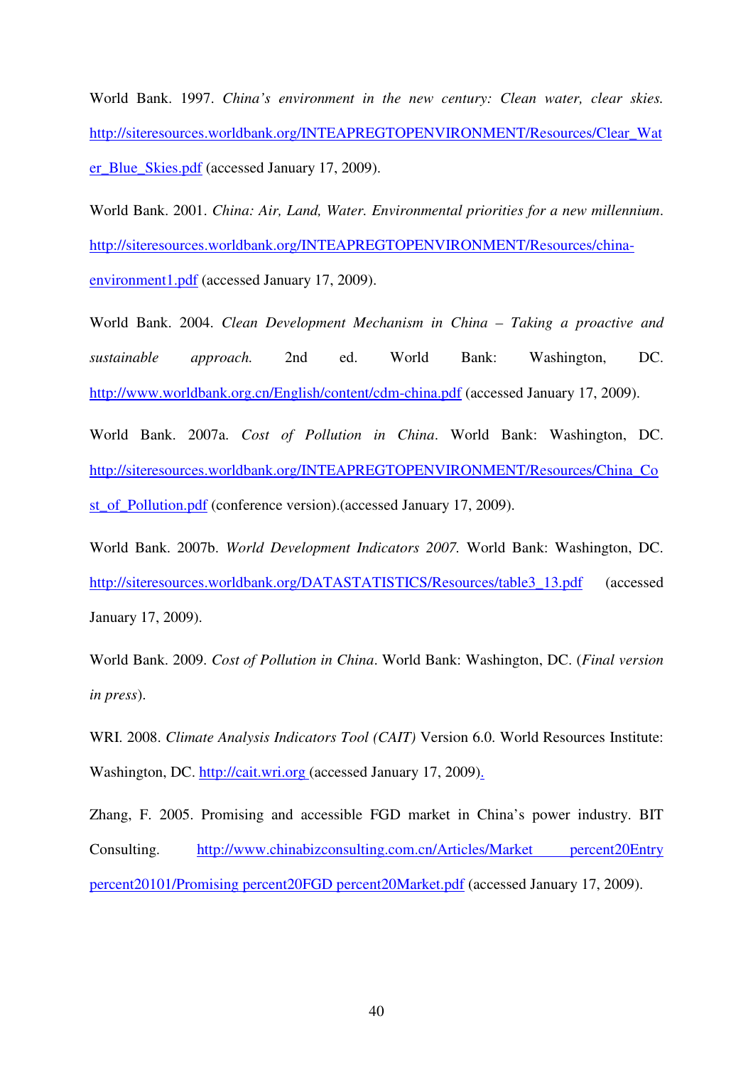World Bank. 1997. *China's environment in the new century: Clean water, clear skies.* http://siteresources.worldbank.org/INTEAPREGTOPENVIRONMENT/Resources/Clear_Water_Blue_Skies.pdf (accessed January 17, 2009).

World Bank. 2001. *China: Air, Land, Water. Environmental priorities for a new millennium*. http://siteresources.worldbank.org/INTEAPREGTOPENVIRONMENT/Resources/china-environment1.pdf (accessed January 17, 2009).

World Bank. 2004. *Clean Development Mechanism in China – Taking a proactive and sustainable approach.* 2nd ed. World Bank: Washington, DC. http://www.worldbank.org.cn/English/content/cdm-china.pdf (accessed January 17, 2009).

World Bank. 2007a. *Cost of Pollution in China*. World Bank: Washington, DC. http://siteresources.worldbank.org/INTEAPREGTOPENVIRONMENT/Resources/China_Cost_of_Pollution.pdf (conference version).(accessed January 17, 2009).

World Bank. 2007b. *World Development Indicators 2007.* World Bank: Washington, DC. http://siteresources.worldbank.org/DATASTATISTICS/Resources/table3_13.pdf (accessed January 17, 2009).

World Bank. 2009. *Cost of Pollution in China*. World Bank: Washington, DC. (*Final version in press*).

WRI. 2008. *Climate Analysis Indicators Tool (CAIT)* Version 6.0. World Resources Institute: Washington, DC. http://cait.wri.org (accessed January 17, 2009).

Zhang, F. 2005. Promising and accessible FGD market in China's power industry. BIT Consulting. http://www.chinabizconsulting.com.cn/Articles/Market percent20Entry percent20101/Promising percent20FGD percent20Market.pdf (accessed January 17, 2009).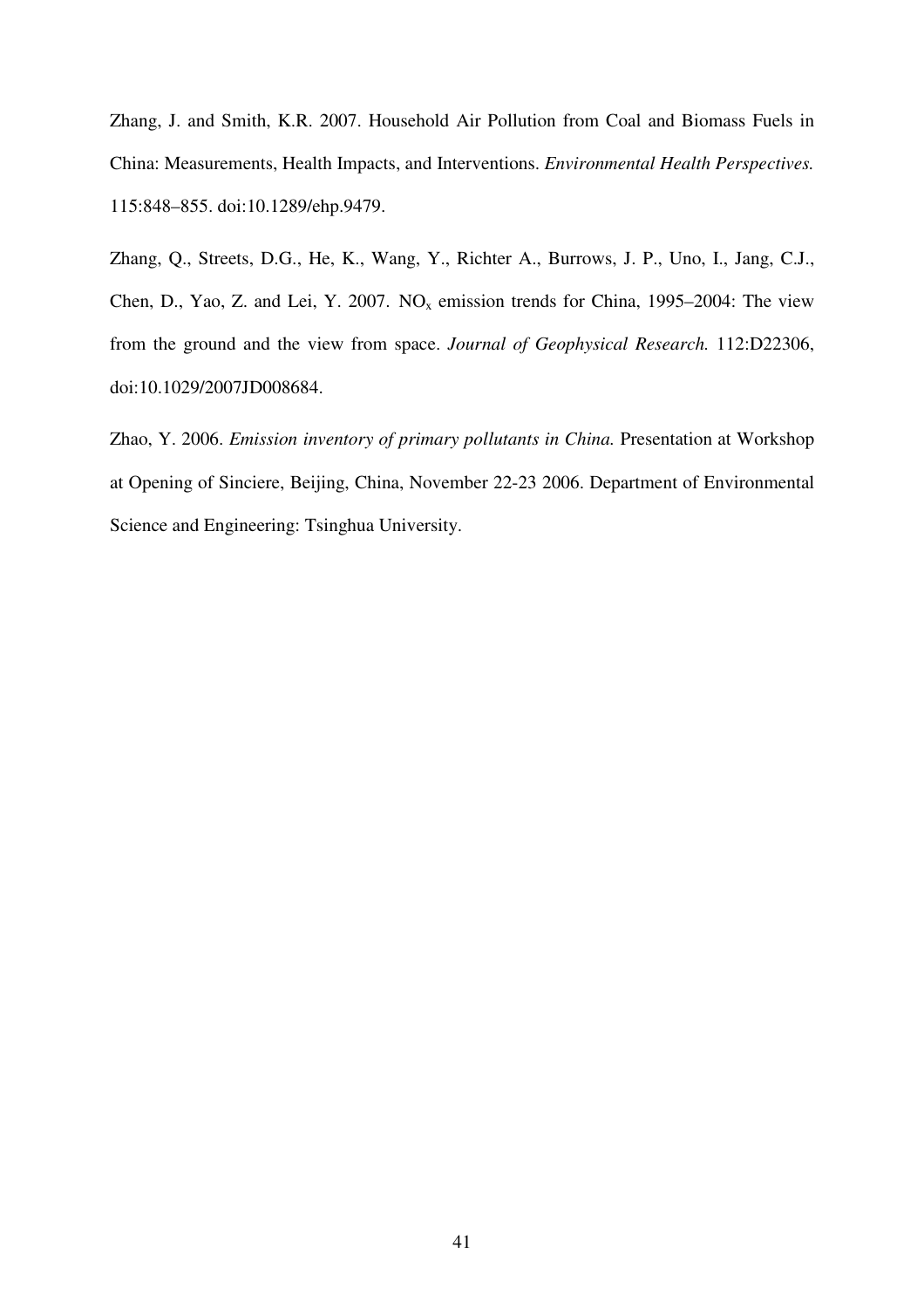Zhang, J. and Smith, K.R. 2007. Household Air Pollution from Coal and Biomass Fuels in China: Measurements, Health Impacts, and Interventions. *Environmental Health Perspectives.* 115:848–855. doi:10.1289/ehp.9479.

Zhang, Q., Streets, D.G., He, K., Wang, Y., Richter A., Burrows, J. P., Uno, I., Jang, C.J., Chen, D., Yao, Z. and Lei, Y. 2007. $NO_x$ emission trends for China, 1995–2004: The view from the ground and the view from space. *Journal of Geophysical Research.* 112:D22306, doi:10.1029/2007JD008684.

Zhao, Y. 2006. *Emission inventory of primary pollutants in China.* Presentation at Workshop at Opening of Sinciere, Beijing, China, November 22-23 2006. Department of Environmental Science and Engineering: Tsinghua University.